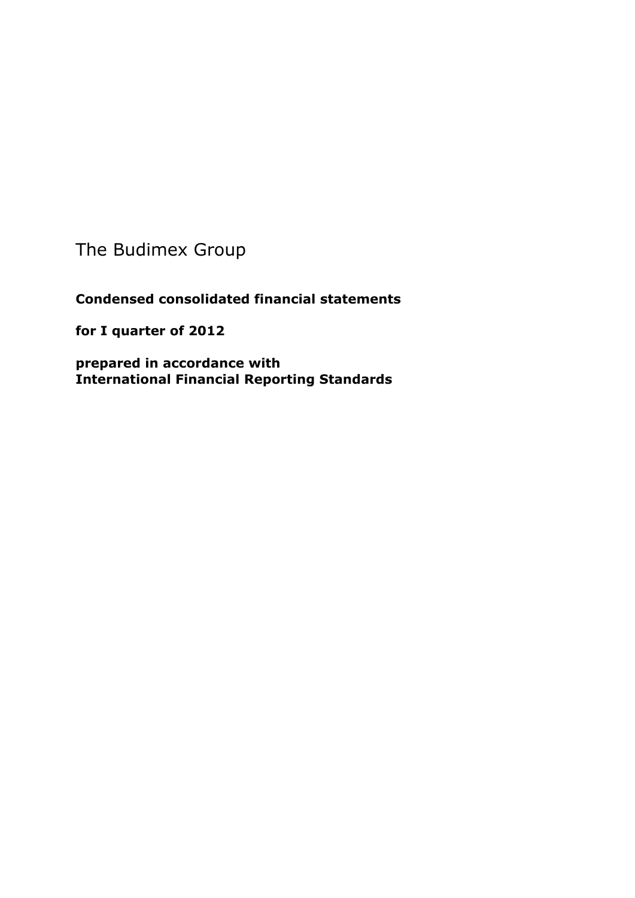# The Budimex Group

**Condensed consolidated financial statements**

**for I quarter of 2012**

**prepared in accordance with**
**International Financial Reporting Standards**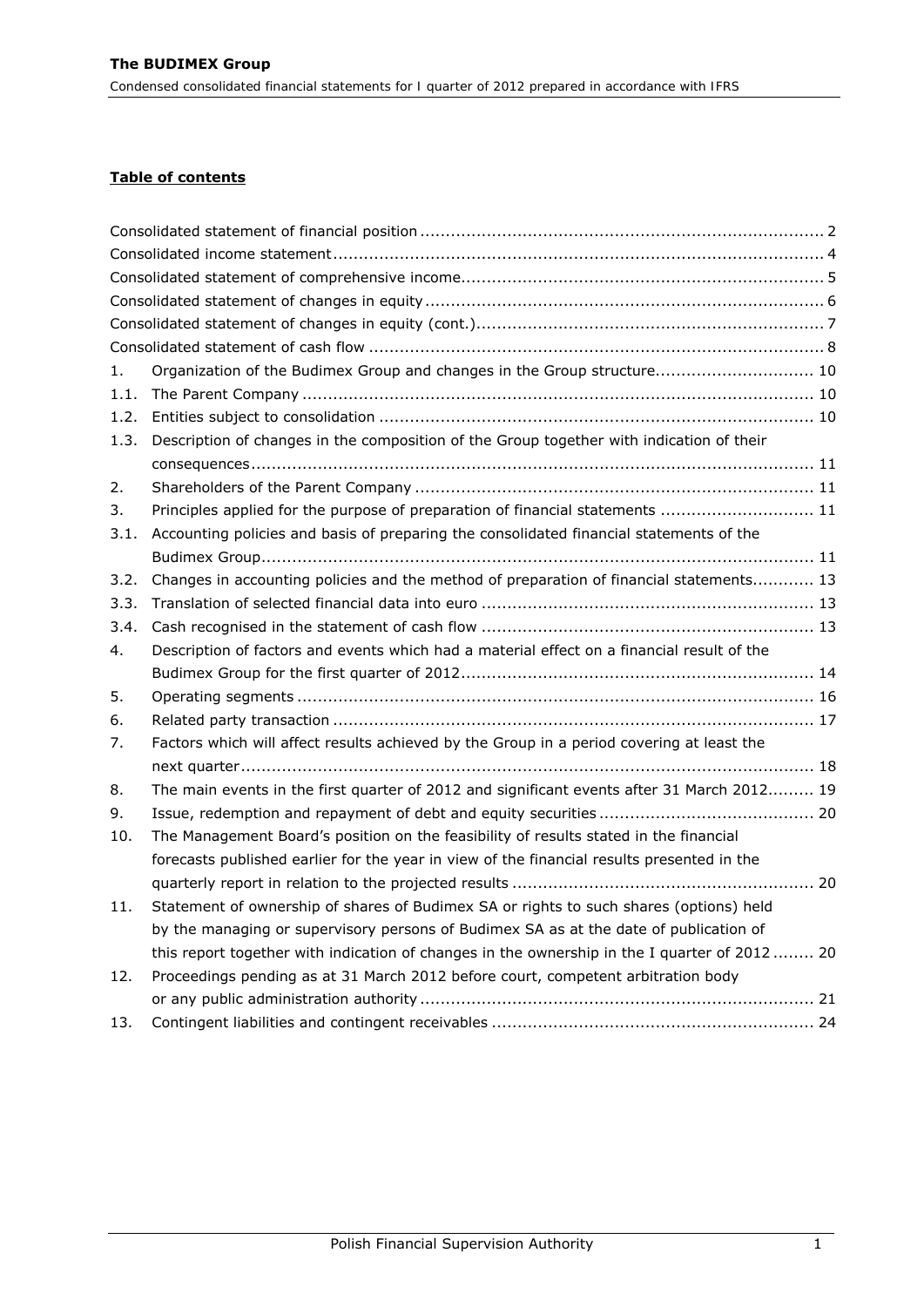**Table of contents**

Consolidated statement of financial position ..... 2
Consolidated income statement ..... 4
Consolidated statement of comprehensive income ..... 5
Consolidated statement of changes in equity ..... 6
Consolidated statement of changes in equity (cont.) ..... 7
Consolidated statement of cash flow ..... 8

1. Organization of the Budimex Group and changes in the Group structure ..... 10
   1.1. The Parent Company ..... 10
   1.2. Entities subject to consolidation ..... 10
   1.3. Description of changes in the composition of the Group together with indication of their consequences ..... 11
2. Shareholders of the Parent Company ..... 11
3. Principles applied for the purpose of preparation of financial statements ..... 11
   3.1. Accounting policies and basis of preparing the consolidated financial statements of the Budimex Group ..... 11
   3.2. Changes in accounting policies and the method of preparation of financial statements ..... 13
   3.3. Translation of selected financial data into euro ..... 13
   3.4. Cash recognised in the statement of cash flow ..... 13
4. Description of factors and events which had a material effect on a financial result of the Budimex Group for the first quarter of 2012 ..... 14
5. Operating segments ..... 16
6. Related party transaction ..... 17
7. Factors which will affect results achieved by the Group in a period covering at least the next quarter ..... 18
8. The main events in the first quarter of 2012 and significant events after 31 March 2012 ..... 19
9. Issue, redemption and repayment of debt and equity securities ..... 20
10. The Management Board's position on the feasibility of results stated in the financial forecasts published earlier for the year in view of the financial results presented in the quarterly report in relation to the projected results ..... 20
11. Statement of ownership of shares of Budimex SA or rights to such shares (options) held by the managing or supervisory persons of Budimex SA as at the date of publication of this report together with indication of changes in the ownership in the I quarter of 2012 ..... 20
12. Proceedings pending as at 31 March 2012 before court, competent arbitration body or any public administration authority ..... 21
13. Contingent liabilities and contingent receivables ..... 24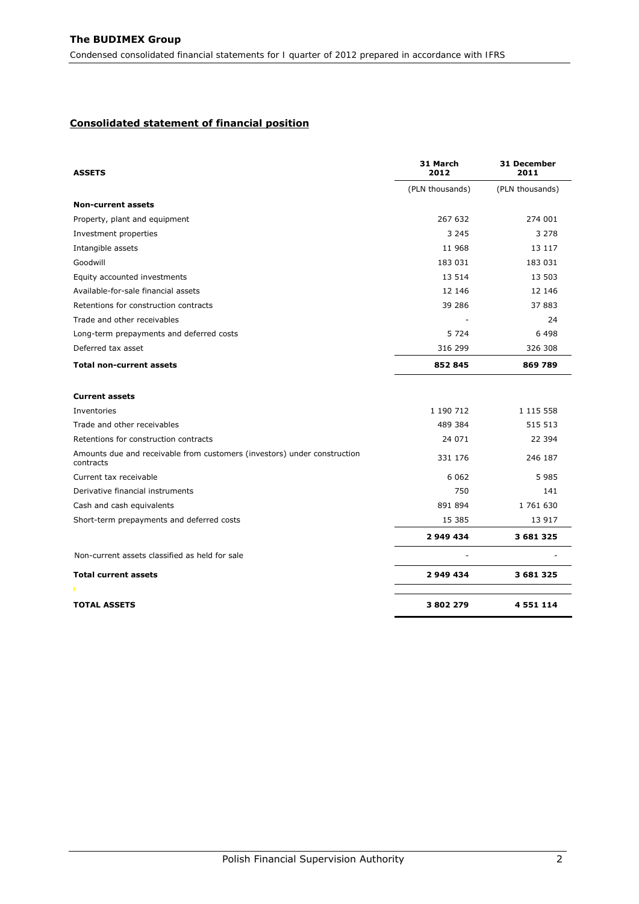## Consolidated statement of financial position

| ASSETS | 31 March 2012 | 31 December 2011 |
|---|---|---|
| | (PLN thousands) | (PLN thousands) |
| **Non-current assets** | | |
| Property, plant and equipment | 267 632 | 274 001 |
| Investment properties | 3 245 | 3 278 |
| Intangible assets | 11 968 | 13 117 |
| Goodwill | 183 031 | 183 031 |
| Equity accounted investments | 13 514 | 13 503 |
| Available-for-sale financial assets | 12 146 | 12 146 |
| Retentions for construction contracts | 39 286 | 37 883 |
| Trade and other receivables | - | 24 |
| Long-term prepayments and deferred costs | 5 724 | 6 498 |
| Deferred tax asset | 316 299 | 326 308 |
| **Total non-current assets** | **852 845** | **869 789** |
| **Current assets** | | |
| Inventories | 1 190 712 | 1 115 558 |
| Trade and other receivables | 489 384 | 515 513 |
| Retentions for construction contracts | 24 071 | 22 394 |
| Amounts due and receivable from customers (investors) under construction contracts | 331 176 | 246 187 |
| Current tax receivable | 6 062 | 5 985 |
| Derivative financial instruments | 750 | 141 |
| Cash and cash equivalents | 891 894 | 1 761 630 |
| Short-term prepayments and deferred costs | 15 385 | 13 917 |
| | **2 949 434** | **3 681 325** |
| Non-current assets classified as held for sale | - | - |
| **Total current assets** | **2 949 434** | **3 681 325** |
| **TOTAL ASSETS** | **3 802 279** | **4 551 114** |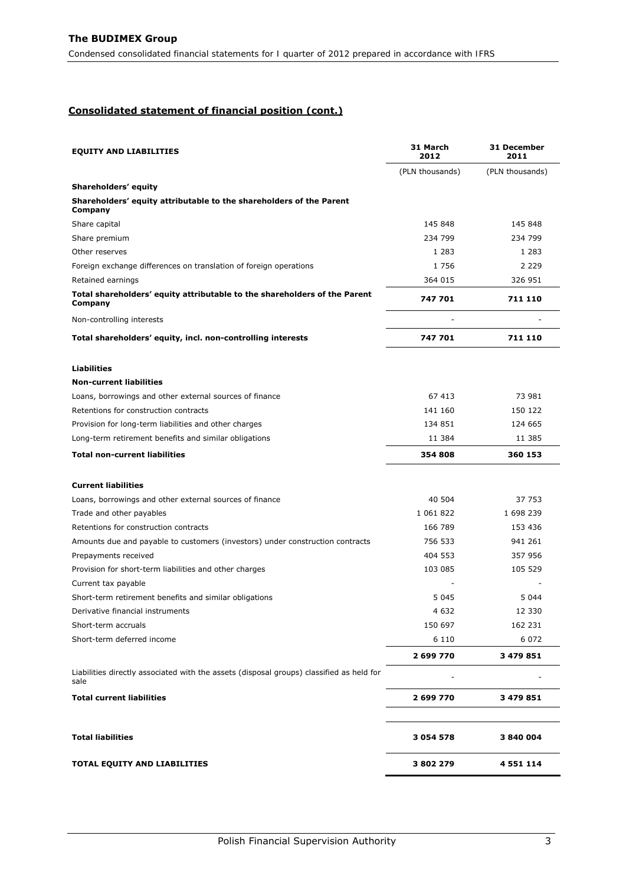## Consolidated statement of financial position (cont.)

| EQUITY AND LIABILITIES | 31 March 2012 | 31 December 2011 |
|---|---|---|
| | (PLN thousands) | (PLN thousands) |
| **Shareholders' equity** | | |
| **Shareholders' equity attributable to the shareholders of the Parent Company** | | |
| Share capital | 145 848 | 145 848 |
| Share premium | 234 799 | 234 799 |
| Other reserves | 1 283 | 1 283 |
| Foreign exchange differences on translation of foreign operations | 1 756 | 2 229 |
| Retained earnings | 364 015 | 326 951 |
| **Total shareholders' equity attributable to the shareholders of the Parent Company** | **747 701** | **711 110** |
| Non-controlling interests | - | - |
| **Total shareholders' equity, incl. non-controlling interests** | **747 701** | **711 110** |
| | | |
| **Liabilities** | | |
| **Non-current liabilities** | | |
| Loans, borrowings and other external sources of finance | 67 413 | 73 981 |
| Retentions for construction contracts | 141 160 | 150 122 |
| Provision for long-term liabilities and other charges | 134 851 | 124 665 |
| Long-term retirement benefits and similar obligations | 11 384 | 11 385 |
| **Total non-current liabilities** | **354 808** | **360 153** |
| | | |
| **Current liabilities** | | |
| Loans, borrowings and other external sources of finance | 40 504 | 37 753 |
| Trade and other payables | 1 061 822 | 1 698 239 |
| Retentions for construction contracts | 166 789 | 153 436 |
| Amounts due and payable to customers (investors) under construction contracts | 756 533 | 941 261 |
| Prepayments received | 404 553 | 357 956 |
| Provision for short-term liabilities and other charges | 103 085 | 105 529 |
| Current tax payable | - | - |
| Short-term retirement benefits and similar obligations | 5 045 | 5 044 |
| Derivative financial instruments | 4 632 | 12 330 |
| Short-term accruals | 150 697 | 162 231 |
| Short-term deferred income | 6 110 | 6 072 |
| | **2 699 770** | **3 479 851** |
| Liabilities directly associated with the assets (disposal groups) classified as held for sale | - | - |
| **Total current liabilities** | **2 699 770** | **3 479 851** |
| | | |
| **Total liabilities** | **3 054 578** | **3 840 004** |
| **TOTAL EQUITY AND LIABILITIES** | **3 802 279** | **4 551 114** |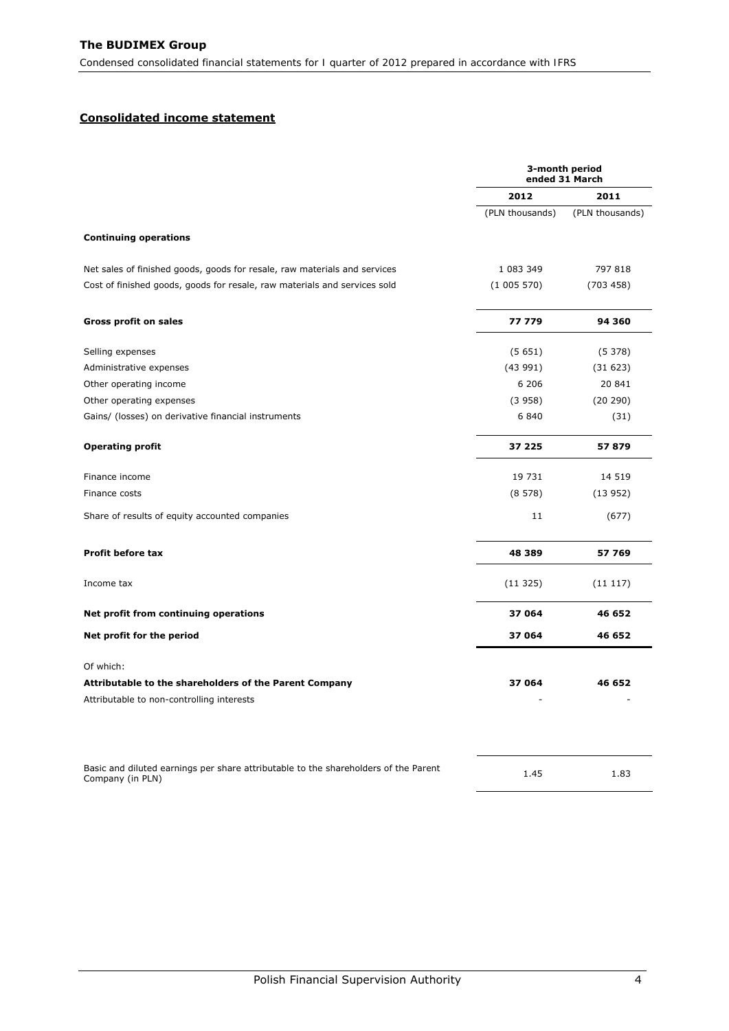## Consolidated income statement

| | 3-month period ended 31 March | |
|---|---|---|
| | 2012 | 2011 |
| | (PLN thousands) | (PLN thousands) |
| **Continuing operations** | | |
| Net sales of finished goods, goods for resale, raw materials and services | 1 083 349 | 797 818 |
| Cost of finished goods, goods for resale, raw materials and services sold | (1 005 570) | (703 458) |
| **Gross profit on sales** | **77 779** | **94 360** |
| Selling expenses | (5 651) | (5 378) |
| Administrative expenses | (43 991) | (31 623) |
| Other operating income | 6 206 | 20 841 |
| Other operating expenses | (3 958) | (20 290) |
| Gains/ (losses) on derivative financial instruments | 6 840 | (31) |
| **Operating profit** | **37 225** | **57 879** |
| Finance income | 19 731 | 14 519 |
| Finance costs | (8 578) | (13 952) |
| Share of results of equity accounted companies | 11 | (677) |
| **Profit before tax** | **48 389** | **57 769** |
| Income tax | (11 325) | (11 117) |
| **Net profit from continuing operations** | **37 064** | **46 652** |
| **Net profit for the period** | **37 064** | **46 652** |
| Of which: | | |
| **Attributable to the shareholders of the Parent Company** | **37 064** | **46 652** |
| Attributable to non-controlling interests | - | - |
| Basic and diluted earnings per share attributable to the shareholders of the Parent Company (in PLN) | 1.45 | 1.83 |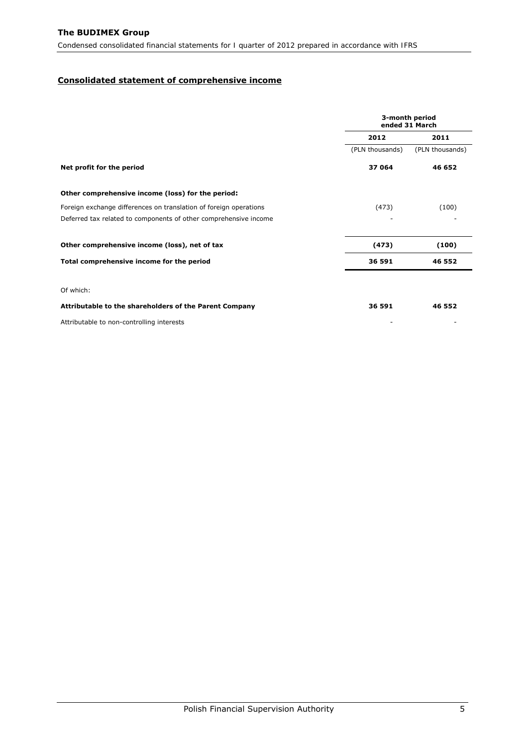## Consolidated statement of comprehensive income

| | 3-month period ended 31 March | |
|---|---|---|
| | 2012 | 2011 |
| | (PLN thousands) | (PLN thousands) |
| **Net profit for the period** | **37 064** | **46 652** |
| **Other comprehensive income (loss) for the period:** | | |
| Foreign exchange differences on translation of foreign operations | (473) | (100) |
| Deferred tax related to components of other comprehensive income | - | - |
| **Other comprehensive income (loss), net of tax** | **(473)** | **(100)** |
| **Total comprehensive income for the period** | **36 591** | **46 552** |
| Of which: | | |
| **Attributable to the shareholders of the Parent Company** | **36 591** | **46 552** |
| Attributable to non-controlling interests | - | - |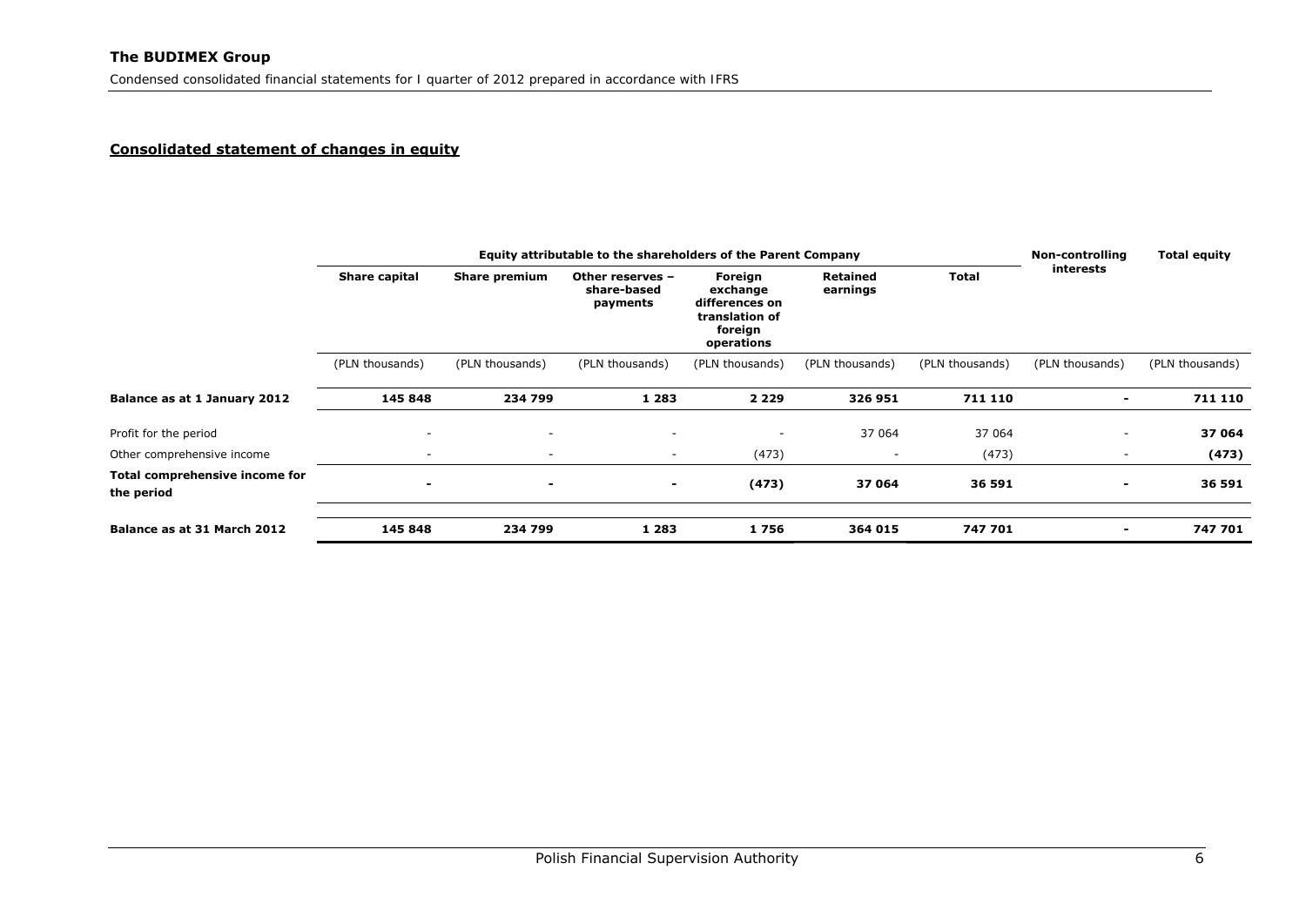## Consolidated statement of changes in equity

| | Equity attributable to the shareholders of the Parent Company | | | | | | Non-controlling interests | Total equity |
|---|---|---|---|---|---|---|---|---|
| | Share capital | Share premium | Other reserves – share-based payments | Foreign exchange differences on translation of foreign operations | Retained earnings | Total | | |
| | (PLN thousands) | (PLN thousands) | (PLN thousands) | (PLN thousands) | (PLN thousands) | (PLN thousands) | (PLN thousands) | (PLN thousands) |
| **Balance as at 1 January 2012** | **145 848** | **234 799** | **1 283** | **2 229** | **326 951** | **711 110** | **-** | **711 110** |
| Profit for the period | - | - | - | - | 37 064 | 37 064 | - | **37 064** |
| Other comprehensive income | - | - | - | (473) | - | (473) | - | **(473)** |
| **Total comprehensive income for the period** | **-** | **-** | **-** | **(473)** | **37 064** | **36 591** | **-** | **36 591** |
| **Balance as at 31 March 2012** | **145 848** | **234 799** | **1 283** | **1 756** | **364 015** | **747 701** | **-** | **747 701** |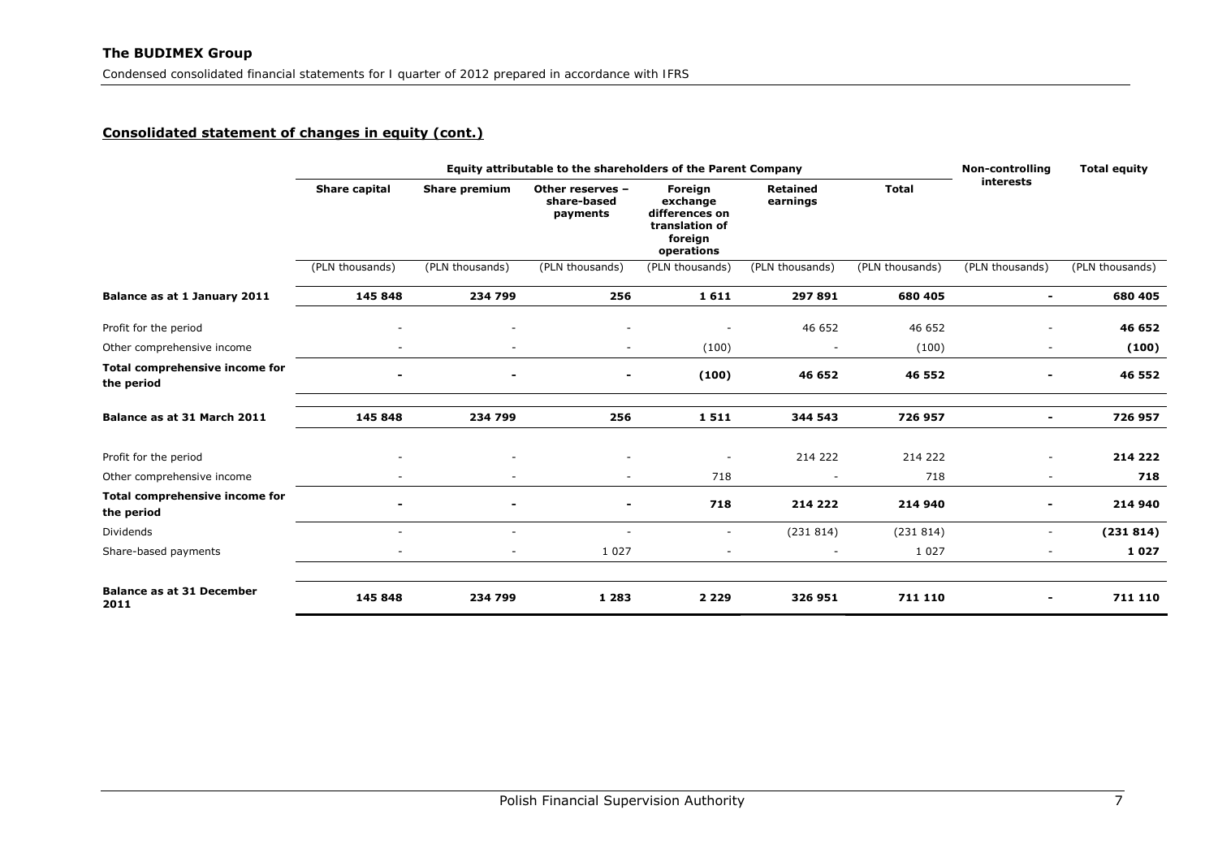## Consolidated statement of changes in equity (cont.)

| | Equity attributable to the shareholders of the Parent Company | | | | | | Non-controlling interests | Total equity |
|---|---|---|---|---|---|---|---|---|
| | Share capital | Share premium | Other reserves – share-based payments | Foreign exchange differences on translation of foreign operations | Retained earnings | Total | | |
| | (PLN thousands) | (PLN thousands) | (PLN thousands) | (PLN thousands) | (PLN thousands) | (PLN thousands) | (PLN thousands) | (PLN thousands) |
| **Balance as at 1 January 2011** | **145 848** | **234 799** | **256** | **1 611** | **297 891** | **680 405** | **-** | **680 405** |
| Profit for the period | - | - | - | - | 46 652 | 46 652 | - | **46 652** |
| Other comprehensive income | - | - | - | (100) | - | (100) | - | **(100)** |
| **Total comprehensive income for the period** | **-** | **-** | **-** | **(100)** | **46 652** | **46 552** | **-** | **46 552** |
| **Balance as at 31 March 2011** | **145 848** | **234 799** | **256** | **1 511** | **344 543** | **726 957** | **-** | **726 957** |
| Profit for the period | - | - | - | - | 214 222 | 214 222 | - | **214 222** |
| Other comprehensive income | - | - | - | 718 | - | 718 | - | **718** |
| **Total comprehensive income for the period** | **-** | **-** | **-** | **718** | **214 222** | **214 940** | **-** | **214 940** |
| Dividends | - | - | - | - | (231 814) | (231 814) | - | **(231 814)** |
| Share-based payments | - | - | 1 027 | - | - | 1 027 | - | **1 027** |
| **Balance as at 31 December 2011** | **145 848** | **234 799** | **1 283** | **2 229** | **326 951** | **711 110** | **-** | **711 110** |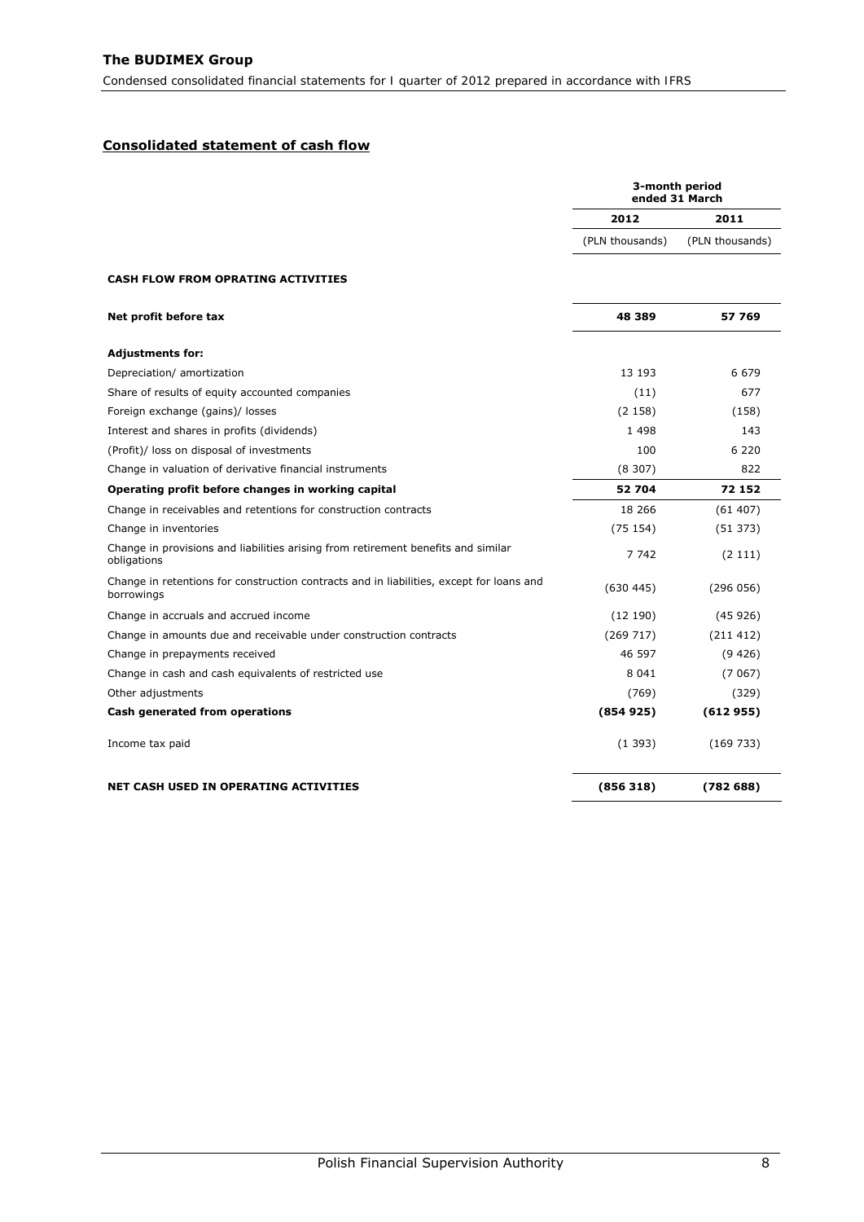## Consolidated statement of cash flow

| | 3-month period ended 31 March | |
|---|---|---|
| | 2012 | 2011 |
| | (PLN thousands) | (PLN thousands) |
| **CASH FLOW FROM OPRATING ACTIVITIES** | | |
| **Net profit before tax** | **48 389** | **57 769** |
| **Adjustments for:** | | |
| Depreciation/ amortization | 13 193 | 6 679 |
| Share of results of equity accounted companies | (11) | 677 |
| Foreign exchange (gains)/ losses | (2 158) | (158) |
| Interest and shares in profits (dividends) | 1 498 | 143 |
| (Profit)/ loss on disposal of investments | 100 | 6 220 |
| Change in valuation of derivative financial instruments | (8 307) | 822 |
| **Operating profit before changes in working capital** | **52 704** | **72 152** |
| Change in receivables and retentions for construction contracts | 18 266 | (61 407) |
| Change in inventories | (75 154) | (51 373) |
| Change in provisions and liabilities arising from retirement benefits and similar obligations | 7 742 | (2 111) |
| Change in retentions for construction contracts and in liabilities, except for loans and borrowings | (630 445) | (296 056) |
| Change in accruals and accrued income | (12 190) | (45 926) |
| Change in amounts due and receivable under construction contracts | (269 717) | (211 412) |
| Change in prepayments received | 46 597 | (9 426) |
| Change in cash and cash equivalents of restricted use | 8 041 | (7 067) |
| Other adjustments | (769) | (329) |
| **Cash generated from operations** | **(854 925)** | **(612 955)** |
| Income tax paid | (1 393) | (169 733) |
| **NET CASH USED IN OPERATING ACTIVITIES** | **(856 318)** | **(782 688)** |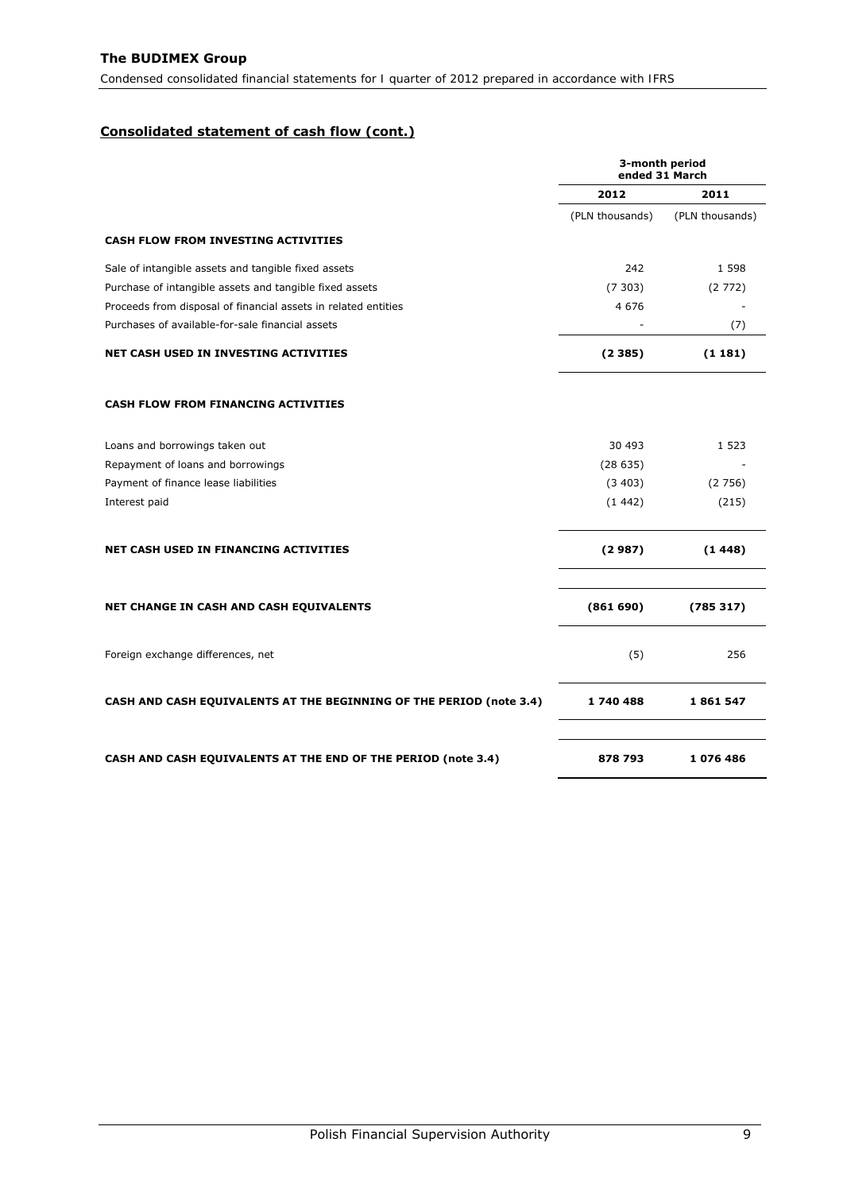## Consolidated statement of cash flow (cont.)

| | 3-month period ended 31 March | |
|---|---|---|
| | 2012 | 2011 |
| | (PLN thousands) | (PLN thousands) |
| **CASH FLOW FROM INVESTING ACTIVITIES** | | |
| Sale of intangible assets and tangible fixed assets | 242 | 1 598 |
| Purchase of intangible assets and tangible fixed assets | (7 303) | (2 772) |
| Proceeds from disposal of financial assets in related entities | 4 676 | - |
| Purchases of available-for-sale financial assets | - | (7) |
| **NET CASH USED IN INVESTING ACTIVITIES** | **(2 385)** | **(1 181)** |
| **CASH FLOW FROM FINANCING ACTIVITIES** | | |
| Loans and borrowings taken out | 30 493 | 1 523 |
| Repayment of loans and borrowings | (28 635) | - |
| Payment of finance lease liabilities | (3 403) | (2 756) |
| Interest paid | (1 442) | (215) |
| **NET CASH USED IN FINANCING ACTIVITIES** | **(2 987)** | **(1 448)** |
| **NET CHANGE IN CASH AND CASH EQUIVALENTS** | **(861 690)** | **(785 317)** |
| Foreign exchange differences, net | (5) | 256 |
| **CASH AND CASH EQUIVALENTS AT THE BEGINNING OF THE PERIOD (note 3.4)** | **1 740 488** | **1 861 547** |
| **CASH AND CASH EQUIVALENTS AT THE END OF THE PERIOD (note 3.4)** | **878 793** | **1 076 486** |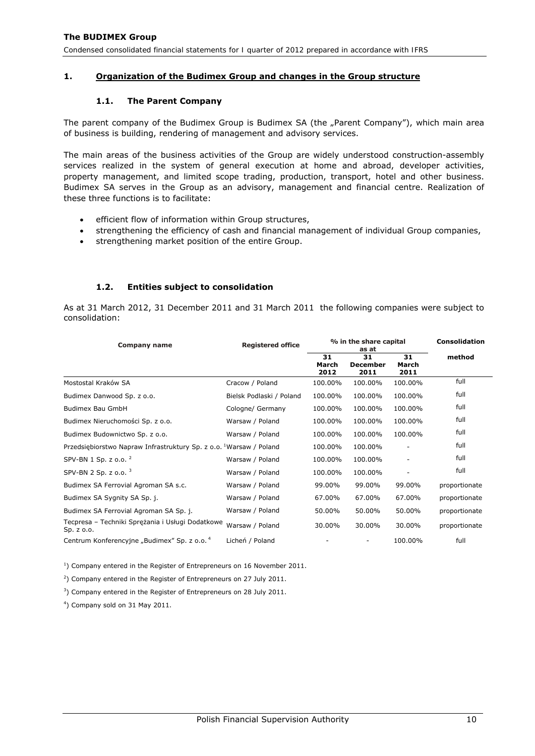## 1. Organization of the Budimex Group and changes in the Group structure

### 1.1. The Parent Company

The parent company of the Budimex Group is Budimex SA (the „Parent Company"), which main area of business is building, rendering of management and advisory services.

The main areas of the business activities of the Group are widely understood construction-assembly services realized in the system of general execution at home and abroad, developer activities, property management, and limited scope trading, production, transport, hotel and other business. Budimex SA serves in the Group as an advisory, management and financial centre. Realization of these three functions is to facilitate:

- efficient flow of information within Group structures,
- strengthening the efficiency of cash and financial management of individual Group companies,
- strengthening market position of the entire Group.

### 1.2. Entities subject to consolidation

As at 31 March 2012, 31 December 2011 and 31 March 2011 the following companies were subject to consolidation:

| Company name | Registered office | % in the share capital as at | | | Consolidation method |
|---|---|---|---|---|---|
| | | 31 March 2012 | 31 December 2011 | 31 March 2011 | |
| Mostostal Kraków SA | Cracow / Poland | 100.00% | 100.00% | 100.00% | full |
| Budimex Danwood Sp. z o.o. | Bielsk Podlaski / Poland | 100.00% | 100.00% | 100.00% | full |
| Budimex Bau GmbH | Cologne/ Germany | 100.00% | 100.00% | 100.00% | full |
| Budimex Nieruchomości Sp. z o.o. | Warsaw / Poland | 100.00% | 100.00% | 100.00% | full |
| Budimex Budownictwo Sp. z o.o. | Warsaw / Poland | 100.00% | 100.00% | 100.00% | full |
| Przedsiębiorstwo Napraw Infrastruktury Sp. z o.o. [1] | Warsaw / Poland | 100.00% | 100.00% | - | full |
| SPV-BN 1 Sp. z o.o. [2] | Warsaw / Poland | 100.00% | 100.00% | - | full |
| SPV-BN 2 Sp. z o.o. [3] | Warsaw / Poland | 100.00% | 100.00% | - | full |
| Budimex SA Ferrovial Agroman SA s.c. | Warsaw / Poland | 99.00% | 99.00% | 99.00% | proportionate |
| Budimex SA Sygnity SA Sp. j. | Warsaw / Poland | 67.00% | 67.00% | 67.00% | proportionate |
| Budimex SA Ferrovial Agroman SA Sp. j. | Warsaw / Poland | 50.00% | 50.00% | 50.00% | proportionate |
| Tecpresa – Techniki Sprężania i Usługi Dodatkowe Sp. z o.o. | Warsaw / Poland | 30.00% | 30.00% | 30.00% | proportionate |
| Centrum Konferencyjne „Budimex" Sp. z o.o. [4] | Licheń / Poland | - | - | 100.00% | full |

[1]) Company entered in the Register of Entrepreneurs on 16 November 2011.

[2]) Company entered in the Register of Entrepreneurs on 27 July 2011.

[3]) Company entered in the Register of Entrepreneurs on 28 July 2011.

[4]) Company sold on 31 May 2011.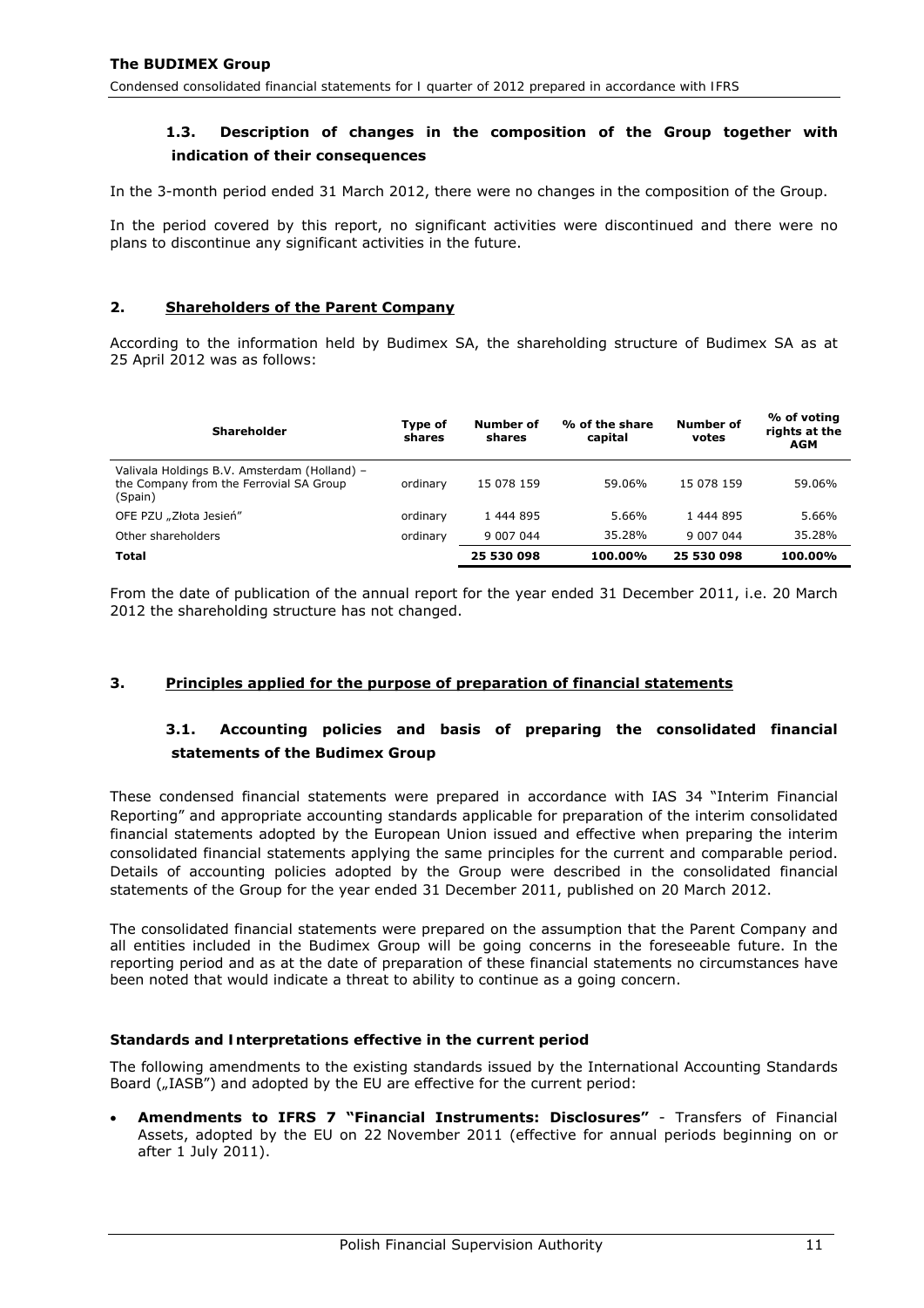### 1.3. Description of changes in the composition of the Group together with indication of their consequences

In the 3-month period ended 31 March 2012, there were no changes in the composition of the Group.

In the period covered by this report, no significant activities were discontinued and there were no plans to discontinue any significant activities in the future.

## 2. Shareholders of the Parent Company

According to the information held by Budimex SA, the shareholding structure of Budimex SA as at 25 April 2012 was as follows:

| Shareholder | Type of shares | Number of shares | % of the share capital | Number of votes | % of voting rights at the AGM |
|---|---|---|---|---|---|
| Valivala Holdings B.V. Amsterdam (Holland) – the Company from the Ferrovial SA Group (Spain) | ordinary | 15 078 159 | 59.06% | 15 078 159 | 59.06% |
| OFE PZU „Złota Jesień" | ordinary | 1 444 895 | 5.66% | 1 444 895 | 5.66% |
| Other shareholders | ordinary | 9 007 044 | 35.28% | 9 007 044 | 35.28% |
| **Total** | | **25 530 098** | **100.00%** | **25 530 098** | **100.00%** |

From the date of publication of the annual report for the year ended 31 December 2011, i.e. 20 March 2012 the shareholding structure has not changed.

## 3. Principles applied for the purpose of preparation of financial statements

### 3.1. Accounting policies and basis of preparing the consolidated financial statements of the Budimex Group

These condensed financial statements were prepared in accordance with IAS 34 "Interim Financial Reporting" and appropriate accounting standards applicable for preparation of the interim consolidated financial statements adopted by the European Union issued and effective when preparing the interim consolidated financial statements applying the same principles for the current and comparable period. Details of accounting policies adopted by the Group were described in the consolidated financial statements of the Group for the year ended 31 December 2011, published on 20 March 2012.

The consolidated financial statements were prepared on the assumption that the Parent Company and all entities included in the Budimex Group will be going concerns in the foreseeable future. In the reporting period and as at the date of preparation of these financial statements no circumstances have been noted that would indicate a threat to ability to continue as a going concern.

**Standards and Interpretations effective in the current period**

The following amendments to the existing standards issued by the International Accounting Standards Board („IASB") and adopted by the EU are effective for the current period:

- **Amendments to IFRS 7 "Financial Instruments: Disclosures"** - Transfers of Financial Assets, adopted by the EU on 22 November 2011 (effective for annual periods beginning on or after 1 July 2011).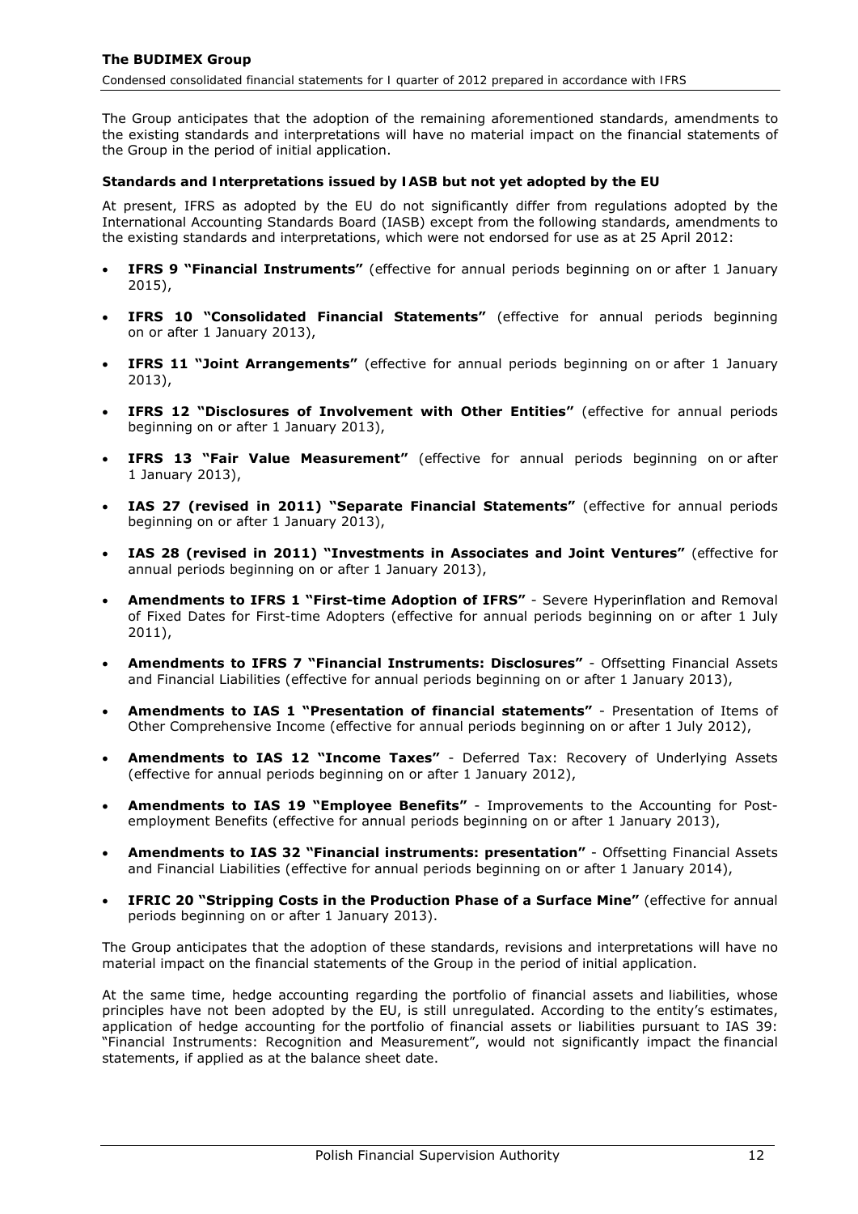The Group anticipates that the adoption of the remaining aforementioned standards, amendments to the existing standards and interpretations will have no material impact on the financial statements of the Group in the period of initial application.

**Standards and Interpretations issued by IASB but not yet adopted by the EU**

At present, IFRS as adopted by the EU do not significantly differ from regulations adopted by the International Accounting Standards Board (IASB) except from the following standards, amendments to the existing standards and interpretations, which were not endorsed for use as at 25 April 2012:

- **IFRS 9 "Financial Instruments"** (effective for annual periods beginning on or after 1 January 2015),
- **IFRS 10 "Consolidated Financial Statements"** (effective for annual periods beginning on or after 1 January 2013),
- **IFRS 11 "Joint Arrangements"** (effective for annual periods beginning on or after 1 January 2013),
- **IFRS 12 "Disclosures of Involvement with Other Entities"** (effective for annual periods beginning on or after 1 January 2013),
- **IFRS 13 "Fair Value Measurement"** (effective for annual periods beginning on or after 1 January 2013),
- **IAS 27 (revised in 2011) "Separate Financial Statements"** (effective for annual periods beginning on or after 1 January 2013),
- **IAS 28 (revised in 2011) "Investments in Associates and Joint Ventures"** (effective for annual periods beginning on or after 1 January 2013),
- **Amendments to IFRS 1 "First-time Adoption of IFRS"** - Severe Hyperinflation and Removal of Fixed Dates for First-time Adopters (effective for annual periods beginning on or after 1 July 2011),
- **Amendments to IFRS 7 "Financial Instruments: Disclosures"** - Offsetting Financial Assets and Financial Liabilities (effective for annual periods beginning on or after 1 January 2013),
- **Amendments to IAS 1 "Presentation of financial statements"** - Presentation of Items of Other Comprehensive Income (effective for annual periods beginning on or after 1 July 2012),
- **Amendments to IAS 12 "Income Taxes"** - Deferred Tax: Recovery of Underlying Assets (effective for annual periods beginning on or after 1 January 2012),
- **Amendments to IAS 19 "Employee Benefits"** - Improvements to the Accounting for Post-employment Benefits (effective for annual periods beginning on or after 1 January 2013),
- **Amendments to IAS 32 "Financial instruments: presentation"** - Offsetting Financial Assets and Financial Liabilities (effective for annual periods beginning on or after 1 January 2014),
- **IFRIC 20 "Stripping Costs in the Production Phase of a Surface Mine"** (effective for annual periods beginning on or after 1 January 2013).

The Group anticipates that the adoption of these standards, revisions and interpretations will have no material impact on the financial statements of the Group in the period of initial application.

At the same time, hedge accounting regarding the portfolio of financial assets and liabilities, whose principles have not been adopted by the EU, is still unregulated. According to the entity's estimates, application of hedge accounting for the portfolio of financial assets or liabilities pursuant to IAS 39: "Financial Instruments: Recognition and Measurement", would not significantly impact the financial statements, if applied as at the balance sheet date.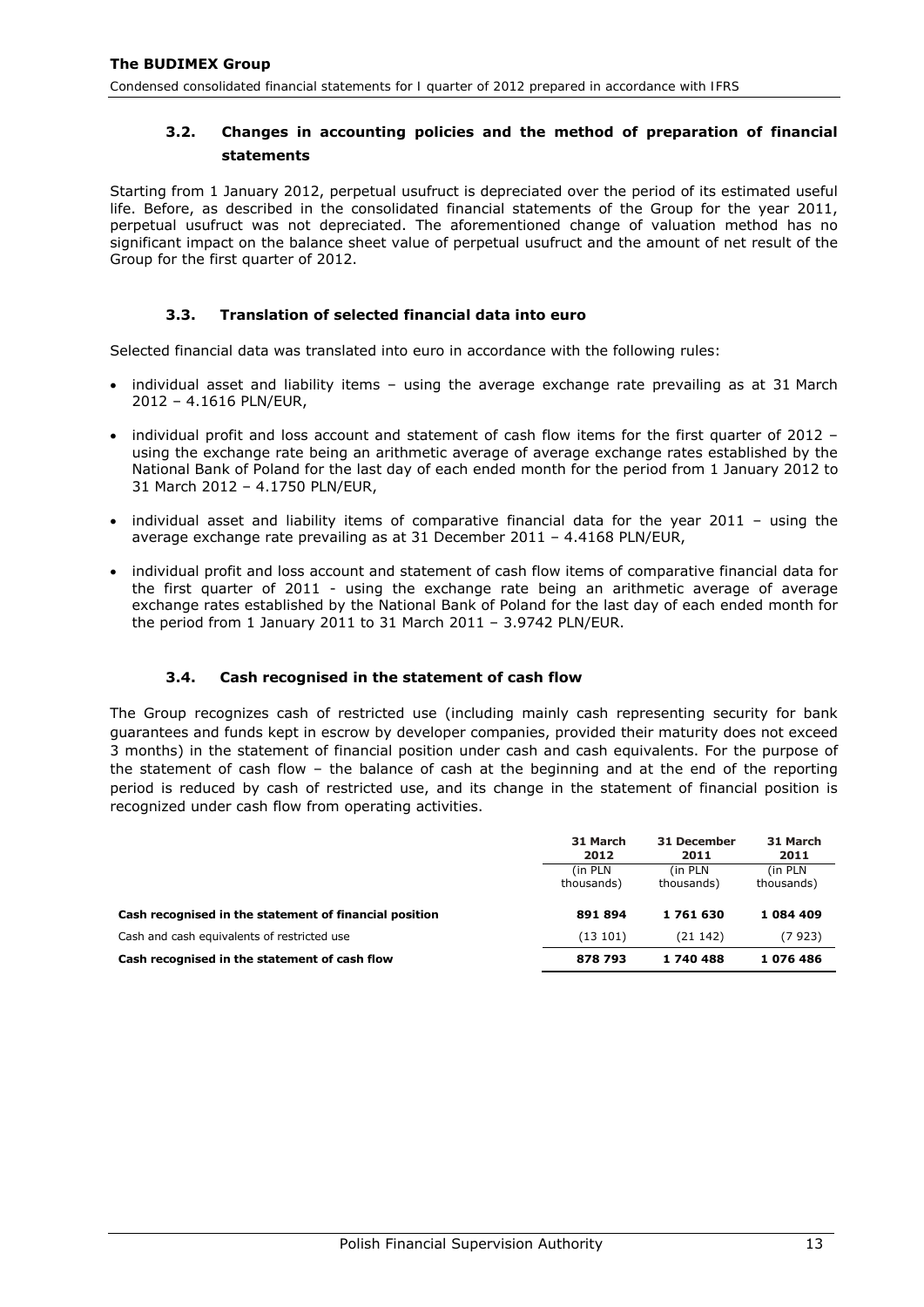### 3.2. Changes in accounting policies and the method of preparation of financial statements

Starting from 1 January 2012, perpetual usufruct is depreciated over the period of its estimated useful life. Before, as described in the consolidated financial statements of the Group for the year 2011, perpetual usufruct was not depreciated. The aforementioned change of valuation method has no significant impact on the balance sheet value of perpetual usufruct and the amount of net result of the Group for the first quarter of 2012.

### 3.3. Translation of selected financial data into euro

Selected financial data was translated into euro in accordance with the following rules:

- individual asset and liability items – using the average exchange rate prevailing as at 31 March 2012 – 4.1616 PLN/EUR,
- individual profit and loss account and statement of cash flow items for the first quarter of 2012 – using the exchange rate being an arithmetic average of average exchange rates established by the National Bank of Poland for the last day of each ended month for the period from 1 January 2012 to 31 March 2012 – 4.1750 PLN/EUR,
- individual asset and liability items of comparative financial data for the year 2011 – using the average exchange rate prevailing as at 31 December 2011 – 4.4168 PLN/EUR,
- individual profit and loss account and statement of cash flow items of comparative financial data for the first quarter of 2011 - using the exchange rate being an arithmetic average of average exchange rates established by the National Bank of Poland for the last day of each ended month for the period from 1 January 2011 to 31 March 2011 – 3.9742 PLN/EUR.

### 3.4. Cash recognised in the statement of cash flow

The Group recognizes cash of restricted use (including mainly cash representing security for bank guarantees and funds kept in escrow by developer companies, provided their maturity does not exceed 3 months) in the statement of financial position under cash and cash equivalents. For the purpose of the statement of cash flow – the balance of cash at the beginning and at the end of the reporting period is reduced by cash of restricted use, and its change in the statement of financial position is recognized under cash flow from operating activities.

| | 31 March 2012 | 31 December 2011 | 31 March 2011 |
|---|---|---|---|
| | (in PLN thousands) | (in PLN thousands) | (in PLN thousands) |
| **Cash recognised in the statement of financial position** | **891 894** | **1 761 630** | **1 084 409** |
| Cash and cash equivalents of restricted use | (13 101) | (21 142) | (7 923) |
| **Cash recognised in the statement of cash flow** | **878 793** | **1 740 488** | **1 076 486** |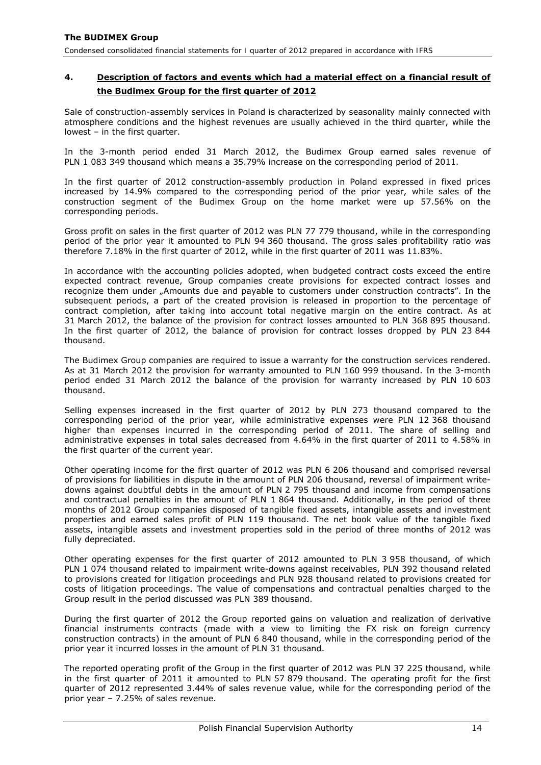## 4. Description of factors and events which had a material effect on a financial result of the Budimex Group for the first quarter of 2012

Sale of construction-assembly services in Poland is characterized by seasonality mainly connected with atmosphere conditions and the highest revenues are usually achieved in the third quarter, while the lowest – in the first quarter.

In the 3-month period ended 31 March 2012, the Budimex Group earned sales revenue of PLN 1 083 349 thousand which means a 35.79% increase on the corresponding period of 2011.

In the first quarter of 2012 construction-assembly production in Poland expressed in fixed prices increased by 14.9% compared to the corresponding period of the prior year, while sales of the construction segment of the Budimex Group on the home market were up 57.56% on the corresponding periods.

Gross profit on sales in the first quarter of 2012 was PLN 77 779 thousand, while in the corresponding period of the prior year it amounted to PLN 94 360 thousand. The gross sales profitability ratio was therefore 7.18% in the first quarter of 2012, while in the first quarter of 2011 was 11.83%.

In accordance with the accounting policies adopted, when budgeted contract costs exceed the entire expected contract revenue, Group companies create provisions for expected contract losses and recognize them under „Amounts due and payable to customers under construction contracts". In the subsequent periods, a part of the created provision is released in proportion to the percentage of contract completion, after taking into account total negative margin on the entire contract. As at 31 March 2012, the balance of the provision for contract losses amounted to PLN 368 895 thousand. In the first quarter of 2012, the balance of provision for contract losses dropped by PLN 23 844 thousand.

The Budimex Group companies are required to issue a warranty for the construction services rendered. As at 31 March 2012 the provision for warranty amounted to PLN 160 999 thousand. In the 3-month period ended 31 March 2012 the balance of the provision for warranty increased by PLN 10 603 thousand.

Selling expenses increased in the first quarter of 2012 by PLN 273 thousand compared to the corresponding period of the prior year, while administrative expenses were PLN 12 368 thousand higher than expenses incurred in the corresponding period of 2011. The share of selling and administrative expenses in total sales decreased from 4.64% in the first quarter of 2011 to 4.58% in the first quarter of the current year.

Other operating income for the first quarter of 2012 was PLN 6 206 thousand and comprised reversal of provisions for liabilities in dispute in the amount of PLN 206 thousand, reversal of impairment write-downs against doubtful debts in the amount of PLN 2 795 thousand and income from compensations and contractual penalties in the amount of PLN 1 864 thousand. Additionally, in the period of three months of 2012 Group companies disposed of tangible fixed assets, intangible assets and investment properties and earned sales profit of PLN 119 thousand. The net book value of the tangible fixed assets, intangible assets and investment properties sold in the period of three months of 2012 was fully depreciated.

Other operating expenses for the first quarter of 2012 amounted to PLN 3 958 thousand, of which PLN 1 074 thousand related to impairment write-downs against receivables, PLN 392 thousand related to provisions created for litigation proceedings and PLN 928 thousand related to provisions created for costs of litigation proceedings. The value of compensations and contractual penalties charged to the Group result in the period discussed was PLN 389 thousand.

During the first quarter of 2012 the Group reported gains on valuation and realization of derivative financial instruments contracts (made with a view to limiting the FX risk on foreign currency construction contracts) in the amount of PLN 6 840 thousand, while in the corresponding period of the prior year it incurred losses in the amount of PLN 31 thousand.

The reported operating profit of the Group in the first quarter of 2012 was PLN 37 225 thousand, while in the first quarter of 2011 it amounted to PLN 57 879 thousand. The operating profit for the first quarter of 2012 represented 3.44% of sales revenue value, while for the corresponding period of the prior year – 7.25% of sales revenue.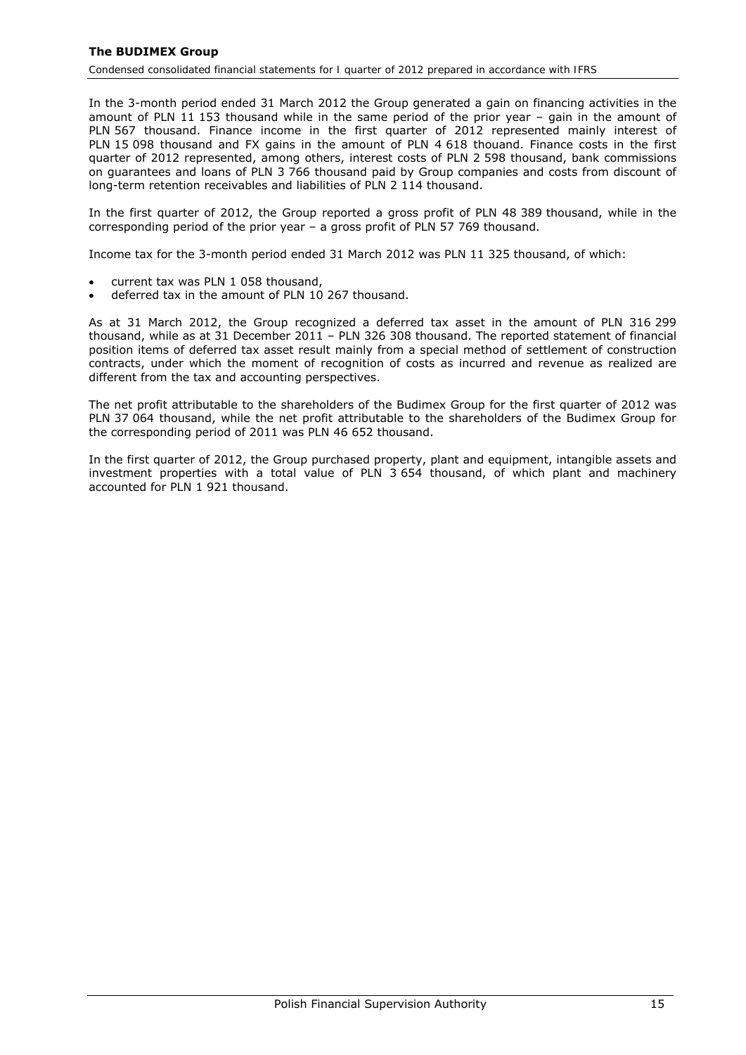In the 3-month period ended 31 March 2012 the Group generated a gain on financing activities in the amount of PLN 11 153 thousand while in the same period of the prior year – gain in the amount of PLN 567 thousand. Finance income in the first quarter of 2012 represented mainly interest of PLN 15 098 thousand and FX gains in the amount of PLN 4 618 thouand. Finance costs in the first quarter of 2012 represented, among others, interest costs of PLN 2 598 thousand, bank commissions on guarantees and loans of PLN 3 766 thousand paid by Group companies and costs from discount of long-term retention receivables and liabilities of PLN 2 114 thousand.

In the first quarter of 2012, the Group reported a gross profit of PLN 48 389 thousand, while in the corresponding period of the prior year – a gross profit of PLN 57 769 thousand.

Income tax for the 3-month period ended 31 March 2012 was PLN 11 325 thousand, of which:

- current tax was PLN 1 058 thousand,
- deferred tax in the amount of PLN 10 267 thousand.

As at 31 March 2012, the Group recognized a deferred tax asset in the amount of PLN 316 299 thousand, while as at 31 December 2011 – PLN 326 308 thousand. The reported statement of financial position items of deferred tax asset result mainly from a special method of settlement of construction contracts, under which the moment of recognition of costs as incurred and revenue as realized are different from the tax and accounting perspectives.

The net profit attributable to the shareholders of the Budimex Group for the first quarter of 2012 was PLN 37 064 thousand, while the net profit attributable to the shareholders of the Budimex Group for the corresponding period of 2011 was PLN 46 652 thousand.

In the first quarter of 2012, the Group purchased property, plant and equipment, intangible assets and investment properties with a total value of PLN 3 654 thousand, of which plant and machinery accounted for PLN 1 921 thousand.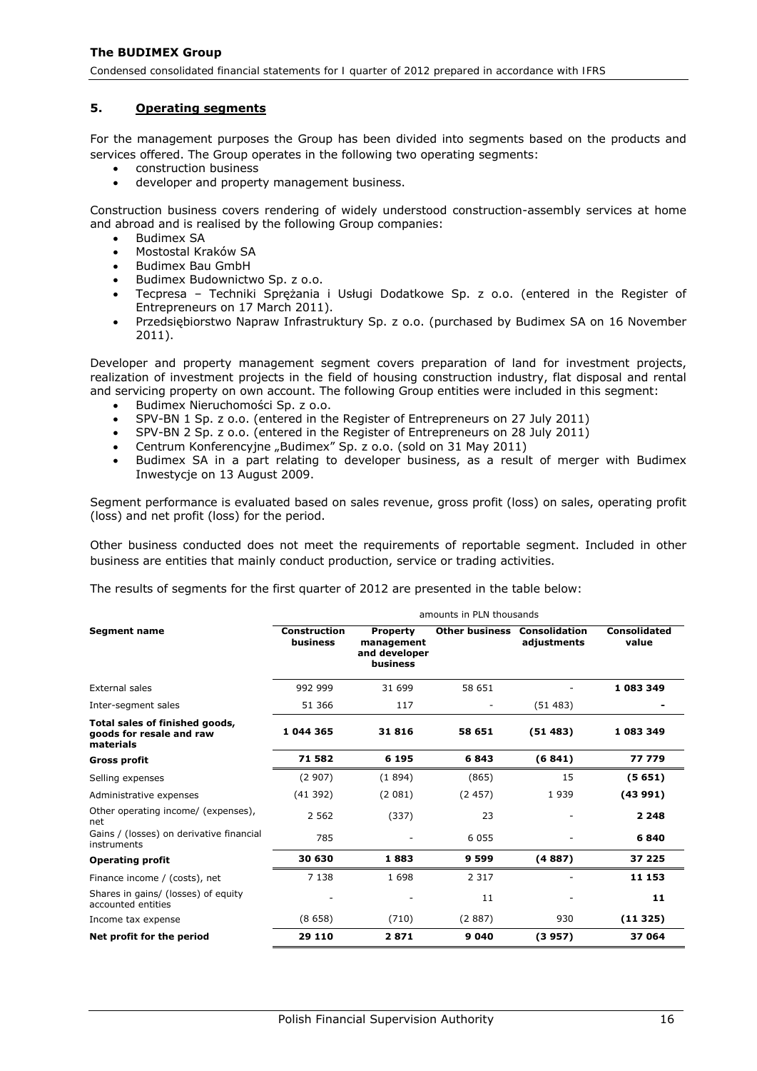## 5. Operating segments

For the management purposes the Group has been divided into segments based on the products and services offered. The Group operates in the following two operating segments:

- construction business
- developer and property management business.

Construction business covers rendering of widely understood construction-assembly services at home and abroad and is realised by the following Group companies:

- Budimex SA
- Mostostal Kraków SA
- Budimex Bau GmbH
- Budimex Budownictwo Sp. z o.o.
- Tecpresa – Techniki Sprężania i Usługi Dodatkowe Sp. z o.o. (entered in the Register of Entrepreneurs on 17 March 2011).
- Przedsiębiorstwo Napraw Infrastruktury Sp. z o.o. (purchased by Budimex SA on 16 November 2011).

Developer and property management segment covers preparation of land for investment projects, realization of investment projects in the field of housing construction industry, flat disposal and rental and servicing property on own account. The following Group entities were included in this segment:

- Budimex Nieruchomości Sp. z o.o.
- SPV-BN 1 Sp. z o.o. (entered in the Register of Entrepreneurs on 27 July 2011)
- SPV-BN 2 Sp. z o.o. (entered in the Register of Entrepreneurs on 28 July 2011)
- Centrum Konferencyjne „Budimex" Sp. z o.o. (sold on 31 May 2011)
- Budimex SA in a part relating to developer business, as a result of merger with Budimex Inwestycje on 13 August 2009.

Segment performance is evaluated based on sales revenue, gross profit (loss) on sales, operating profit (loss) and net profit (loss) for the period.

Other business conducted does not meet the requirements of reportable segment. Included in other business are entities that mainly conduct production, service or trading activities.

The results of segments for the first quarter of 2012 are presented in the table below:

| | amounts in PLN thousands | | | | |
|---|---|---|---|---|---|
| **Segment name** | **Construction business** | **Property management and developer business** | **Other business** | **Consolidation adjustments** | **Consolidated value** |
| External sales | 992 999 | 31 699 | 58 651 | - | **1 083 349** |
| Inter-segment sales | 51 366 | 117 | - | (51 483) | **-** |
| **Total sales of finished goods, goods for resale and raw materials** | **1 044 365** | **31 816** | **58 651** | **(51 483)** | **1 083 349** |
| **Gross profit** | **71 582** | **6 195** | **6 843** | **(6 841)** | **77 779** |
| Selling expenses | (2 907) | (1 894) | (865) | 15 | **(5 651)** |
| Administrative expenses | (41 392) | (2 081) | (2 457) | 1 939 | **(43 991)** |
| Other operating income/ (expenses), net | 2 562 | (337) | 23 | - | **2 248** |
| Gains / (losses) on derivative financial instruments | 785 | - | 6 055 | - | **6 840** |
| **Operating profit** | **30 630** | **1 883** | **9 599** | **(4 887)** | **37 225** |
| Finance income / (costs), net | 7 138 | 1 698 | 2 317 | - | **11 153** |
| Shares in gains/ (losses) of equity accounted entities | - | - | 11 | - | **11** |
| Income tax expense | (8 658) | (710) | (2 887) | 930 | **(11 325)** |
| **Net profit for the period** | **29 110** | **2 871** | **9 040** | **(3 957)** | **37 064** |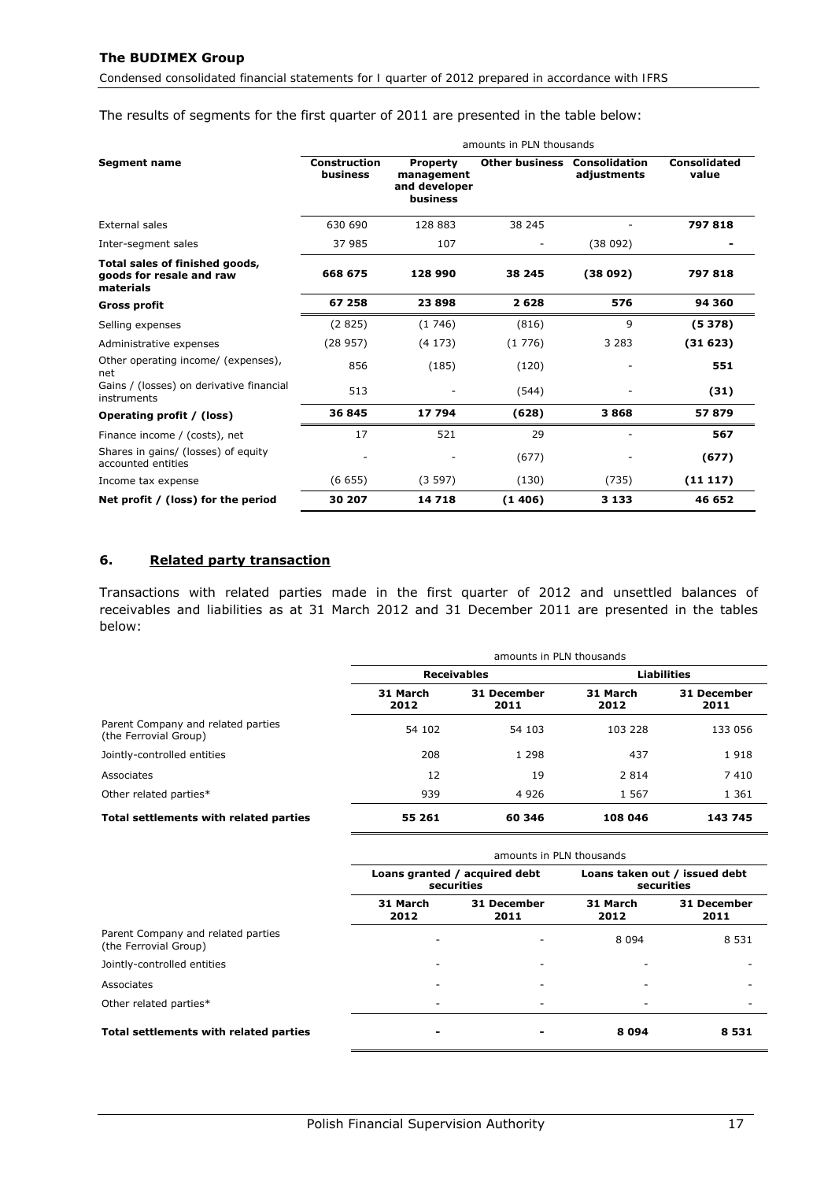The results of segments for the first quarter of 2011 are presented in the table below:

| Segment name | amounts in PLN thousands | | | | |
|---|---|---|---|---|---|
| | **Construction business** | **Property management and developer business** | **Other business** | **Consolidation adjustments** | **Consolidated value** |
| External sales | 630 690 | 128 883 | 38 245 | - | **797 818** |
| Inter-segment sales | 37 985 | 107 | - | (38 092) | **-** |
| **Total sales of finished goods, goods for resale and raw materials** | **668 675** | **128 990** | **38 245** | **(38 092)** | **797 818** |
| **Gross profit** | **67 258** | **23 898** | **2 628** | **576** | **94 360** |
| Selling expenses | (2 825) | (1 746) | (816) | 9 | **(5 378)** |
| Administrative expenses | (28 957) | (4 173) | (1 776) | 3 283 | **(31 623)** |
| Other operating income/ (expenses), net | 856 | (185) | (120) | - | **551** |
| Gains / (losses) on derivative financial instruments | 513 | - | (544) | - | **(31)** |
| **Operating profit / (loss)** | **36 845** | **17 794** | **(628)** | **3 868** | **57 879** |
| Finance income / (costs), net | 17 | 521 | 29 | - | **567** |
| Shares in gains/ (losses) of equity accounted entities | - | - | (677) | - | **(677)** |
| Income tax expense | (6 655) | (3 597) | (130) | (735) | **(11 117)** |
| **Net profit / (loss) for the period** | **30 207** | **14 718** | **(1 406)** | **3 133** | **46 652** |

## 6. Related party transaction

Transactions with related parties made in the first quarter of 2012 and unsettled balances of receivables and liabilities as at 31 March 2012 and 31 December 2011 are presented in the tables below:

| | amounts in PLN thousands | | | |
|---|---|---|---|---|
| | **Receivables** | | **Liabilities** | |
| | **31 March 2012** | **31 December 2011** | **31 March 2012** | **31 December 2011** |
| Parent Company and related parties (the Ferrovial Group) | 54 102 | 54 103 | 103 228 | 133 056 |
| Jointly-controlled entities | 208 | 1 298 | 437 | 1 918 |
| Associates | 12 | 19 | 2 814 | 7 410 |
| Other related parties* | 939 | 4 926 | 1 567 | 1 361 |
| **Total settlements with related parties** | **55 261** | **60 346** | **108 046** | **143 745** |

| | amounts in PLN thousands | | | |
|---|---|---|---|---|
| | **Loans granted / acquired debt securities** | | **Loans taken out / issued debt securities** | |
| | **31 March 2012** | **31 December 2011** | **31 March 2012** | **31 December 2011** |
| Parent Company and related parties (the Ferrovial Group) | - | - | 8 094 | 8 531 |
| Jointly-controlled entities | - | - | - | - |
| Associates | - | - | - | - |
| Other related parties* | - | - | - | - |
| **Total settlements with related parties** | **-** | **-** | **8 094** | **8 531** |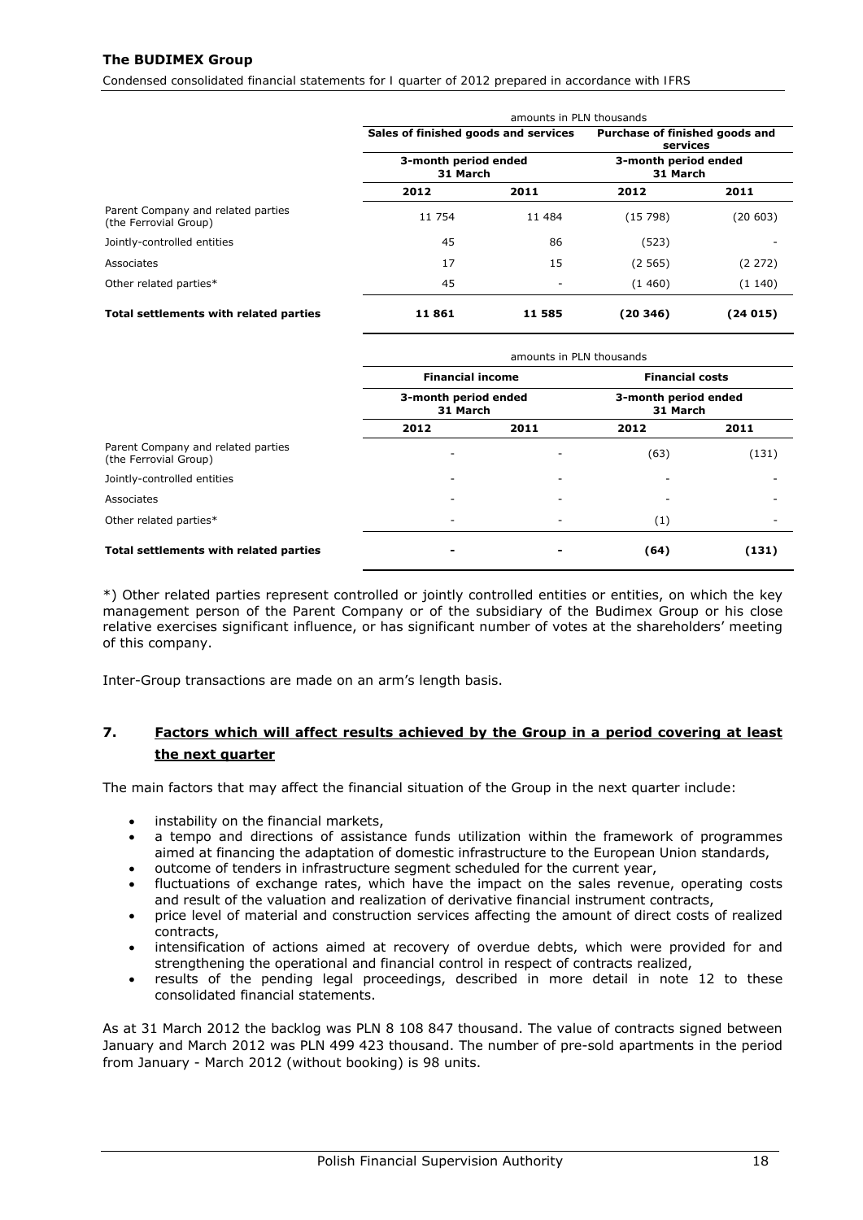| | amounts in PLN thousands | | | |
|---|---|---|---|---|
| | **Sales of finished goods and services** | | **Purchase of finished goods and services** | |
| | **3-month period ended 31 March** | | **3-month period ended 31 March** | |
| | **2012** | **2011** | **2012** | **2011** |
| Parent Company and related parties (the Ferrovial Group) | 11 754 | 11 484 | (15 798) | (20 603) |
| Jointly-controlled entities | 45 | 86 | (523) | - |
| Associates | 17 | 15 | (2 565) | (2 272) |
| Other related parties* | 45 | - | (1 460) | (1 140) |
| **Total settlements with related parties** | **11 861** | **11 585** | **(20 346)** | **(24 015)** |

| | amounts in PLN thousands | | | |
|---|---|---|---|---|
| | **Financial income** | | **Financial costs** | |
| | **3-month period ended 31 March** | | **3-month period ended 31 March** | |
| | **2012** | **2011** | **2012** | **2011** |
| Parent Company and related parties (the Ferrovial Group) | - | - | (63) | (131) |
| Jointly-controlled entities | - | - | - | - |
| Associates | - | - | - | - |
| Other related parties* | - | - | (1) | - |
| **Total settlements with related parties** | **-** | **-** | **(64)** | **(131)** |

*) Other related parties represent controlled or jointly controlled entities or entities, on which the key management person of the Parent Company or of the subsidiary of the Budimex Group or his close relative exercises significant influence, or has significant number of votes at the shareholders' meeting of this company.

Inter-Group transactions are made on an arm's length basis.

## 7. Factors which will affect results achieved by the Group in a period covering at least the next quarter

The main factors that may affect the financial situation of the Group in the next quarter include:

- instability on the financial markets,
- a tempo and directions of assistance funds utilization within the framework of programmes aimed at financing the adaptation of domestic infrastructure to the European Union standards,
- outcome of tenders in infrastructure segment scheduled for the current year,
- fluctuations of exchange rates, which have the impact on the sales revenue, operating costs and result of the valuation and realization of derivative financial instrument contracts,
- price level of material and construction services affecting the amount of direct costs of realized contracts,
- intensification of actions aimed at recovery of overdue debts, which were provided for and strengthening the operational and financial control in respect of contracts realized,
- results of the pending legal proceedings, described in more detail in note 12 to these consolidated financial statements.

As at 31 March 2012 the backlog was PLN 8 108 847 thousand. The value of contracts signed between January and March 2012 was PLN 499 423 thousand. The number of pre-sold apartments in the period from January - March 2012 (without booking) is 98 units.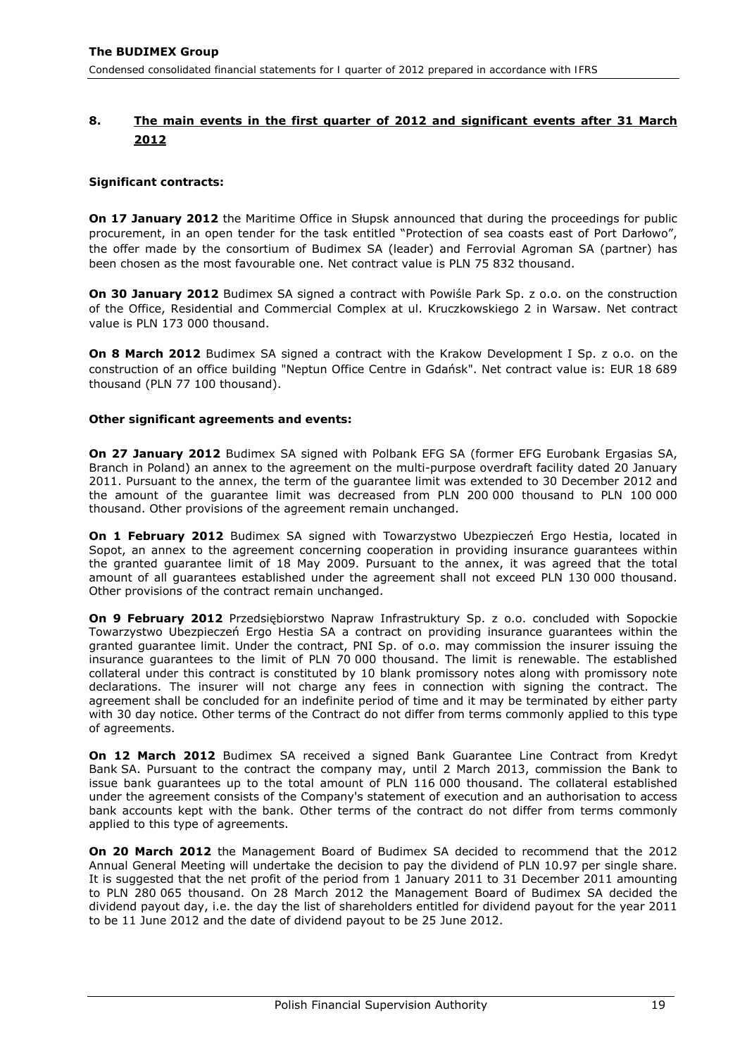## 8. The main events in the first quarter of 2012 and significant events after 31 March 2012

**Significant contracts:**

**On 17 January 2012** the Maritime Office in Słupsk announced that during the proceedings for public procurement, in an open tender for the task entitled "Protection of sea coasts east of Port Darłowo", the offer made by the consortium of Budimex SA (leader) and Ferrovial Agroman SA (partner) has been chosen as the most favourable one. Net contract value is PLN 75 832 thousand.

**On 30 January 2012** Budimex SA signed a contract with Powiśle Park Sp. z o.o. on the construction of the Office, Residential and Commercial Complex at ul. Kruczkowskiego 2 in Warsaw. Net contract value is PLN 173 000 thousand.

**On 8 March 2012** Budimex SA signed a contract with the Krakow Development I Sp. z o.o. on the construction of an office building "Neptun Office Centre in Gdańsk". Net contract value is: EUR 18 689 thousand (PLN 77 100 thousand).

**Other significant agreements and events:**

**On 27 January 2012** Budimex SA signed with Polbank EFG SA (former EFG Eurobank Ergasias SA, Branch in Poland) an annex to the agreement on the multi-purpose overdraft facility dated 20 January 2011. Pursuant to the annex, the term of the guarantee limit was extended to 30 December 2012 and the amount of the guarantee limit was decreased from PLN 200 000 thousand to PLN 100 000 thousand. Other provisions of the agreement remain unchanged.

**On 1 February 2012** Budimex SA signed with Towarzystwo Ubezpieczeń Ergo Hestia, located in Sopot, an annex to the agreement concerning cooperation in providing insurance guarantees within the granted guarantee limit of 18 May 2009. Pursuant to the annex, it was agreed that the total amount of all guarantees established under the agreement shall not exceed PLN 130 000 thousand. Other provisions of the contract remain unchanged.

**On 9 February 2012** Przedsiębiorstwo Napraw Infrastruktury Sp. z o.o. concluded with Sopockie Towarzystwo Ubezpieczeń Ergo Hestia SA a contract on providing insurance guarantees within the granted guarantee limit. Under the contract, PNI Sp. of o.o. may commission the insurer issuing the insurance guarantees to the limit of PLN 70 000 thousand. The limit is renewable. The established collateral under this contract is constituted by 10 blank promissory notes along with promissory note declarations. The insurer will not charge any fees in connection with signing the contract. The agreement shall be concluded for an indefinite period of time and it may be terminated by either party with 30 day notice. Other terms of the Contract do not differ from terms commonly applied to this type of agreements.

**On 12 March 2012** Budimex SA received a signed Bank Guarantee Line Contract from Kredyt Bank SA. Pursuant to the contract the company may, until 2 March 2013, commission the Bank to issue bank guarantees up to the total amount of PLN 116 000 thousand. The collateral established under the agreement consists of the Company's statement of execution and an authorisation to access bank accounts kept with the bank. Other terms of the contract do not differ from terms commonly applied to this type of agreements.

**On 20 March 2012** the Management Board of Budimex SA decided to recommend that the 2012 Annual General Meeting will undertake the decision to pay the dividend of PLN 10.97 per single share. It is suggested that the net profit of the period from 1 January 2011 to 31 December 2011 amounting to PLN 280 065 thousand. On 28 March 2012 the Management Board of Budimex SA decided the dividend payout day, i.e. the day the list of shareholders entitled for dividend payout for the year 2011 to be 11 June 2012 and the date of dividend payout to be 25 June 2012.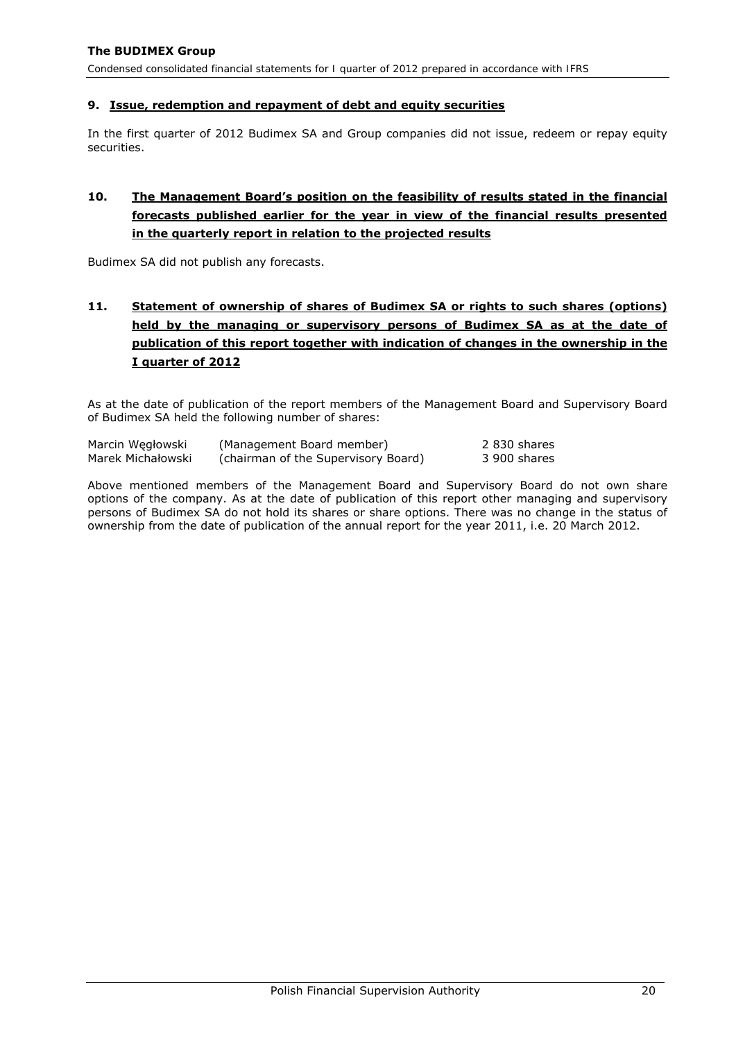## 9. Issue, redemption and repayment of debt and equity securities

In the first quarter of 2012 Budimex SA and Group companies did not issue, redeem or repay equity securities.

## 10. The Management Board's position on the feasibility of results stated in the financial forecasts published earlier for the year in view of the financial results presented in the quarterly report in relation to the projected results

Budimex SA did not publish any forecasts.

## 11. Statement of ownership of shares of Budimex SA or rights to such shares (options) held by the managing or supervisory persons of Budimex SA as at the date of publication of this report together with indication of changes in the ownership in the I quarter of 2012

As at the date of publication of the report members of the Management Board and Supervisory Board of Budimex SA held the following number of shares:

| | | |
|---|---|---|
| Marcin Węgłowski | (Management Board member) | 2 830 shares |
| Marek Michałowski | (chairman of the Supervisory Board) | 3 900 shares |

Above mentioned members of the Management Board and Supervisory Board do not own share options of the company. As at the date of publication of this report other managing and supervisory persons of Budimex SA do not hold its shares or share options. There was no change in the status of ownership from the date of publication of the annual report for the year 2011, i.e. 20 March 2012.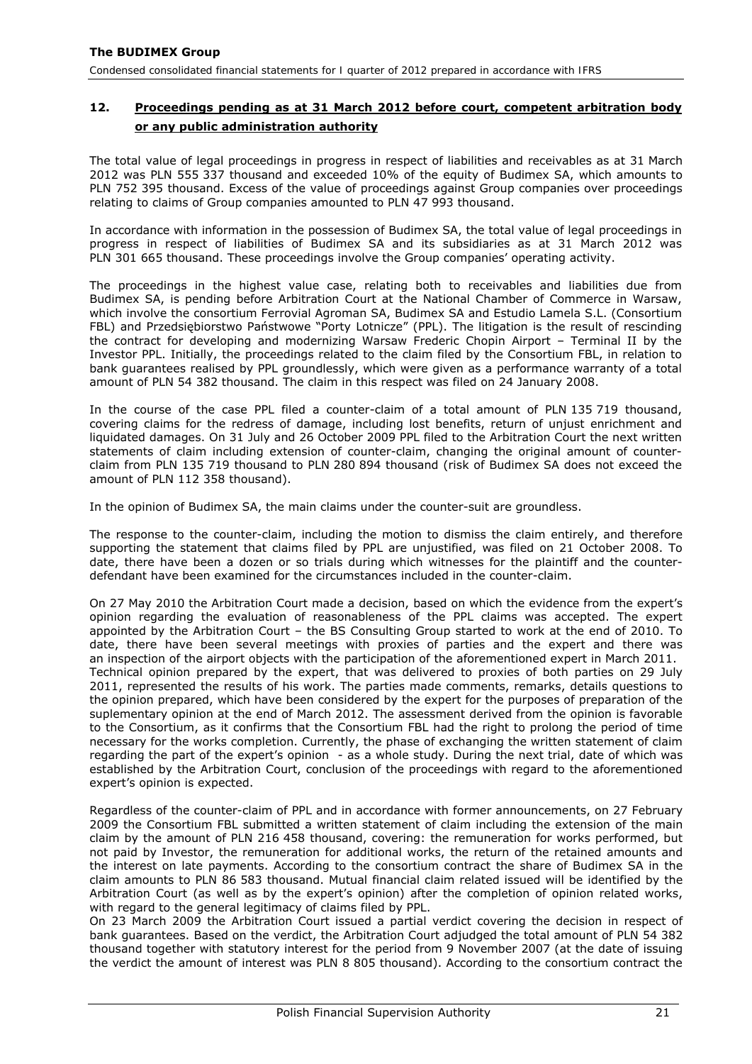## 12. Proceedings pending as at 31 March 2012 before court, competent arbitration body or any public administration authority

The total value of legal proceedings in progress in respect of liabilities and receivables as at 31 March 2012 was PLN 555 337 thousand and exceeded 10% of the equity of Budimex SA, which amounts to PLN 752 395 thousand. Excess of the value of proceedings against Group companies over proceedings relating to claims of Group companies amounted to PLN 47 993 thousand.

In accordance with information in the possession of Budimex SA, the total value of legal proceedings in progress in respect of liabilities of Budimex SA and its subsidiaries as at 31 March 2012 was PLN 301 665 thousand. These proceedings involve the Group companies' operating activity.

The proceedings in the highest value case, relating both to receivables and liabilities due from Budimex SA, is pending before Arbitration Court at the National Chamber of Commerce in Warsaw, which involve the consortium Ferrovial Agroman SA, Budimex SA and Estudio Lamela S.L. (Consortium FBL) and Przedsiębiorstwo Państwowe "Porty Lotnicze" (PPL). The litigation is the result of rescinding the contract for developing and modernizing Warsaw Frederic Chopin Airport – Terminal II by the Investor PPL. Initially, the proceedings related to the claim filed by the Consortium FBL, in relation to bank guarantees realised by PPL groundlessly, which were given as a performance warranty of a total amount of PLN 54 382 thousand. The claim in this respect was filed on 24 January 2008.

In the course of the case PPL filed a counter-claim of a total amount of PLN 135 719 thousand, covering claims for the redress of damage, including lost benefits, return of unjust enrichment and liquidated damages. On 31 July and 26 October 2009 PPL filed to the Arbitration Court the next written statements of claim including extension of counter-claim, changing the original amount of counter-claim from PLN 135 719 thousand to PLN 280 894 thousand (risk of Budimex SA does not exceed the amount of PLN 112 358 thousand).

In the opinion of Budimex SA, the main claims under the counter-suit are groundless.

The response to the counter-claim, including the motion to dismiss the claim entirely, and therefore supporting the statement that claims filed by PPL are unjustified, was filed on 21 October 2008. To date, there have been a dozen or so trials during which witnesses for the plaintiff and the counter-defendant have been examined for the circumstances included in the counter-claim.

On 27 May 2010 the Arbitration Court made a decision, based on which the evidence from the expert's opinion regarding the evaluation of reasonableness of the PPL claims was accepted. The expert appointed by the Arbitration Court – the BS Consulting Group started to work at the end of 2010. To date, there have been several meetings with proxies of parties and the expert and there was an inspection of the airport objects with the participation of the aforementioned expert in March 2011. Technical opinion prepared by the expert, that was delivered to proxies of both parties on 29 July 2011, represented the results of his work. The parties made comments, remarks, details questions to the opinion prepared, which have been considered by the expert for the purposes of preparation of the suplementary opinion at the end of March 2012. The assessment derived from the opinion is favorable to the Consortium, as it confirms that the Consortium FBL had the right to prolong the period of time necessary for the works completion. Currently, the phase of exchanging the written statement of claim regarding the part of the expert's opinion - as a whole study. During the next trial, date of which was established by the Arbitration Court, conclusion of the proceedings with regard to the aforementioned expert's opinion is expected.

Regardless of the counter-claim of PPL and in accordance with former announcements, on 27 February 2009 the Consortium FBL submitted a written statement of claim including the extension of the main claim by the amount of PLN 216 458 thousand, covering: the remuneration for works performed, but not paid by Investor, the remuneration for additional works, the return of the retained amounts and the interest on late payments. According to the consortium contract the share of Budimex SA in the claim amounts to PLN 86 583 thousand. Mutual financial claim related issued will be identified by the Arbitration Court (as well as by the expert's opinion) after the completion of opinion related works, with regard to the general legitimacy of claims filed by PPL.
On 23 March 2009 the Arbitration Court issued a partial verdict covering the decision in respect of bank guarantees. Based on the verdict, the Arbitration Court adjudged the total amount of PLN 54 382 thousand together with statutory interest for the period from 9 November 2007 (at the date of issuing the verdict the amount of interest was PLN 8 805 thousand). According to the consortium contract the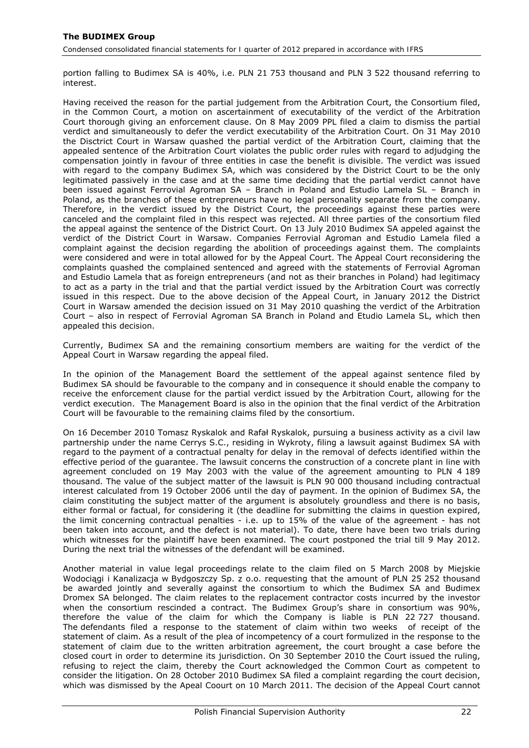portion falling to Budimex SA is 40%, i.e. PLN 21 753 thousand and PLN 3 522 thousand referring to interest.

Having received the reason for the partial judgement from the Arbitration Court, the Consortium filed, in the Common Court, a motion on ascertainment of executability of the verdict of the Arbitration Court thorough giving an enforcement clause. On 8 May 2009 PPL filed a claim to dismiss the partial verdict and simultaneously to defer the verdict executability of the Arbitration Court. On 31 May 2010 the Disctrict Court in Warsaw quashed the partial verdict of the Arbitration Court, claiming that the appealed sentence of the Arbitration Court violates the public order rules with regard to adjudging the compensation jointly in favour of three entities in case the benefit is divisible. The verdict was issued with regard to the company Budimex SA, which was considered by the District Court to be the only legitimated passively in the case and at the same time deciding that the partial verdict cannot have been issued against Ferrovial Agroman SA – Branch in Poland and Estudio Lamela SL – Branch in Poland, as the branches of these entrepreneurs have no legal personality separate from the company. Therefore, in the verdict issued by the District Court, the proceedings against these parties were canceled and the complaint filed in this respect was rejected. All three parties of the consortium filed the appeal against the sentence of the District Court. On 13 July 2010 Budimex SA appeled against the verdict of the District Court in Warsaw. Companies Ferrovial Agroman and Estudio Lamela filed a complaint against the decision regarding the abolition of proceedings against them. The complaints were considered and were in total allowed for by the Appeal Court. The Appeal Court reconsidering the complaints quashed the complained sentenced and agreed with the statements of Ferrovial Agroman and Estudio Lamela that as foreign entrepreneurs (and not as their branches in Poland) had legitimacy to act as a party in the trial and that the partial verdict issued by the Arbitration Court was correctly issued in this respect. Due to the above decision of the Appeal Court, in January 2012 the District Court in Warsaw amended the decision issued on 31 May 2010 quashing the verdict of the Arbitration Court – also in respect of Ferrovial Agroman SA Branch in Poland and Etudio Lamela SL, which then appealed this decision.

Currently, Budimex SA and the remaining consortium members are waiting for the verdict of the Appeal Court in Warsaw regarding the appeal filed.

In the opinion of the Management Board the settlement of the appeal against sentence filed by Budimex SA should be favourable to the company and in consequence it should enable the company to receive the enforcement clause for the partial verdict issued by the Arbitration Court, allowing for the verdict execution. The Management Board is also in the opinion that the final verdict of the Arbitration Court will be favourable to the remaining claims filed by the consortium.

On 16 December 2010 Tomasz Ryskalok and Rafał Ryskalok, pursuing a business activity as a civil law partnership under the name Cerrys S.C., residing in Wykroty, filing a lawsuit against Budimex SA with regard to the payment of a contractual penalty for delay in the removal of defects identified within the effective period of the guarantee. The lawsuit concerns the construction of a concrete plant in line with agreement concluded on 19 May 2003 with the value of the agreement amounting to PLN 4 189 thousand. The value of the subject matter of the lawsuit is PLN 90 000 thousand including contractual interest calculated from 19 October 2006 until the day of payment. In the opinion of Budimex SA, the claim constituting the subject matter of the argument is absolutely groundless and there is no basis, either formal or factual, for considering it (the deadline for submitting the claims in question expired, the limit concerning contractual penalties - i.e. up to 15% of the value of the agreement - has not been taken into account, and the defect is not material). To date, there have been two trials during which witnesses for the plaintiff have been examined. The court postponed the trial till 9 May 2012. During the next trial the witnesses of the defendant will be examined.

Another material in value legal proceedings relate to the claim filed on 5 March 2008 by Miejskie Wodociągi i Kanalizacja w Bydgoszczy Sp. z o.o. requesting that the amount of PLN 25 252 thousand be awarded jointly and severally against the consortium to which the Budimex SA and Budimex Dromex SA belonged. The claim relates to the replacement contractor costs incurred by the investor when the consortium rescinded a contract. The Budimex Group's share in consortium was 90%, therefore the value of the claim for which the Company is liable is PLN 22 727 thousand. The defendants filed a response to the statement of claim within two weeks of receipt of the statement of claim. As a result of the plea of incompetency of a court formulized in the response to the statement of claim due to the written arbitration agreement, the court brought a case before the closed court in order to determine its jurisdiction. On 30 September 2010 the Court issued the ruling, refusing to reject the claim, thereby the Court acknowledged the Common Court as competent to consider the litigation. On 28 October 2010 Budimex SA filed a complaint regarding the court decision, which was dismissed by the Apeal Coourt on 10 March 2011. The decision of the Appeal Court cannot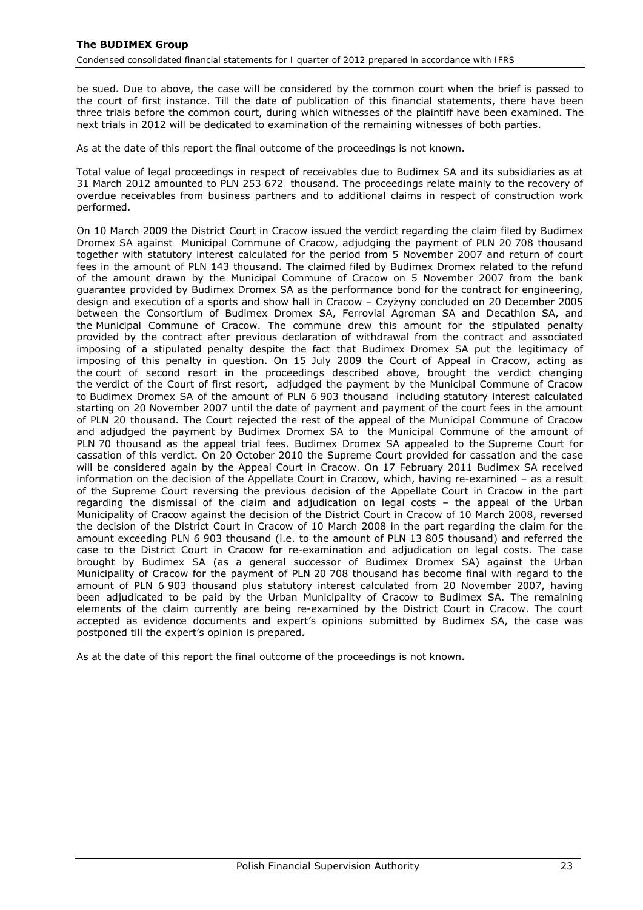be sued. Due to above, the case will be considered by the common court when the brief is passed to the court of first instance. Till the date of publication of this financial statements, there have been three trials before the common court, during which witnesses of the plaintiff have been examined. The next trials in 2012 will be dedicated to examination of the remaining witnesses of both parties.

As at the date of this report the final outcome of the proceedings is not known.

Total value of legal proceedings in respect of receivables due to Budimex SA and its subsidiaries as at 31 March 2012 amounted to PLN 253 672 thousand. The proceedings relate mainly to the recovery of overdue receivables from business partners and to additional claims in respect of construction work performed.

On 10 March 2009 the District Court in Cracow issued the verdict regarding the claim filed by Budimex Dromex SA against Municipal Commune of Cracow, adjudging the payment of PLN 20 708 thousand together with statutory interest calculated for the period from 5 November 2007 and return of court fees in the amount of PLN 143 thousand. The claimed filed by Budimex Dromex related to the refund of the amount drawn by the Municipal Commune of Cracow on 5 November 2007 from the bank guarantee provided by Budimex Dromex SA as the performance bond for the contract for engineering, design and execution of a sports and show hall in Cracow – Czyżyny concluded on 20 December 2005 between the Consortium of Budimex Dromex SA, Ferrovial Agroman SA and Decathlon SA, and the Municipal Commune of Cracow. The commune drew this amount for the stipulated penalty provided by the contract after previous declaration of withdrawal from the contract and associated imposing of a stipulated penalty despite the fact that Budimex Dromex SA put the legitimacy of imposing of this penalty in question. On 15 July 2009 the Court of Appeal in Cracow, acting as the court of second resort in the proceedings described above, brought the verdict changing the verdict of the Court of first resort, adjudged the payment by the Municipal Commune of Cracow to Budimex Dromex SA of the amount of PLN 6 903 thousand including statutory interest calculated starting on 20 November 2007 until the date of payment and payment of the court fees in the amount of PLN 20 thousand. The Court rejected the rest of the appeal of the Municipal Commune of Cracow and adjudged the payment by Budimex Dromex SA to the Municipal Commune of the amount of PLN 70 thousand as the appeal trial fees. Budimex Dromex SA appealed to the Supreme Court for cassation of this verdict. On 20 October 2010 the Supreme Court provided for cassation and the case will be considered again by the Appeal Court in Cracow. On 17 February 2011 Budimex SA received information on the decision of the Appellate Court in Cracow, which, having re-examined – as a result of the Supreme Court reversing the previous decision of the Appellate Court in Cracow in the part regarding the dismissal of the claim and adjudication on legal costs – the appeal of the Urban Municipality of Cracow against the decision of the District Court in Cracow of 10 March 2008, reversed the decision of the District Court in Cracow of 10 March 2008 in the part regarding the claim for the amount exceeding PLN 6 903 thousand (i.e. to the amount of PLN 13 805 thousand) and referred the case to the District Court in Cracow for re-examination and adjudication on legal costs. The case brought by Budimex SA (as a general successor of Budimex Dromex SA) against the Urban Municipality of Cracow for the payment of PLN 20 708 thousand has become final with regard to the amount of PLN 6 903 thousand plus statutory interest calculated from 20 November 2007, having been adjudicated to be paid by the Urban Municipality of Cracow to Budimex SA. The remaining elements of the claim currently are being re-examined by the District Court in Cracow. The court accepted as evidence documents and expert's opinions submitted by Budimex SA, the case was postponed till the expert's opinion is prepared.

As at the date of this report the final outcome of the proceedings is not known.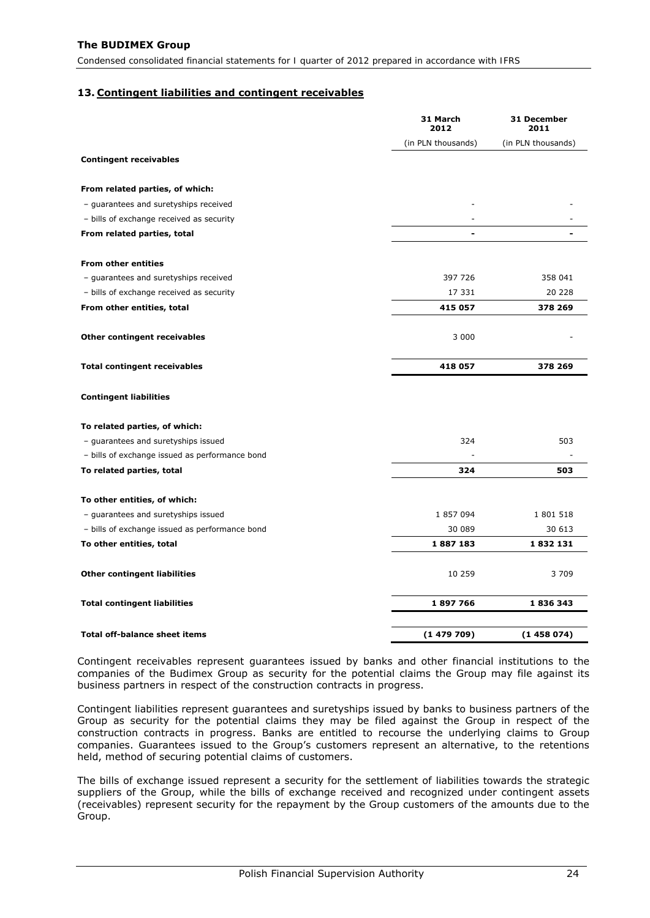## 13. Contingent liabilities and contingent receivables

| | 31 March 2012 | 31 December 2011 |
|---|---|---|
| | (in PLN thousands) | (in PLN thousands) |
| **Contingent receivables** | | |
| **From related parties, of which:** | | |
| – guarantees and suretyships received | - | - |
| – bills of exchange received as security | - | - |
| **From related parties, total** | **-** | **-** |
| **From other entities** | | |
| – guarantees and suretyships received | 397 726 | 358 041 |
| – bills of exchange received as security | 17 331 | 20 228 |
| **From other entities, total** | **415 057** | **378 269** |
| **Other contingent receivables** | 3 000 | - |
| **Total contingent receivables** | **418 057** | **378 269** |
| **Contingent liabilities** | | |
| **To related parties, of which:** | | |
| – guarantees and suretyships issued | 324 | 503 |
| – bills of exchange issued as performance bond | - | - |
| **To related parties, total** | **324** | **503** |
| **To other entities, of which:** | | |
| – guarantees and suretyships issued | 1 857 094 | 1 801 518 |
| – bills of exchange issued as performance bond | 30 089 | 30 613 |
| **To other entities, total** | **1 887 183** | **1 832 131** |
| **Other contingent liabilities** | 10 259 | 3 709 |
| **Total contingent liabilities** | **1 897 766** | **1 836 343** |
| **Total off-balance sheet items** | **(1 479 709)** | **(1 458 074)** |

Contingent receivables represent guarantees issued by banks and other financial institutions to the companies of the Budimex Group as security for the potential claims the Group may file against its business partners in respect of the construction contracts in progress.

Contingent liabilities represent guarantees and suretyships issued by banks to business partners of the Group as security for the potential claims they may be filed against the Group in respect of the construction contracts in progress. Banks are entitled to recourse the underlying claims to Group companies. Guarantees issued to the Group's customers represent an alternative, to the retentions held, method of securing potential claims of customers.

The bills of exchange issued represent a security for the settlement of liabilities towards the strategic suppliers of the Group, while the bills of exchange received and recognized under contingent assets (receivables) represent security for the repayment by the Group customers of the amounts due to the Group.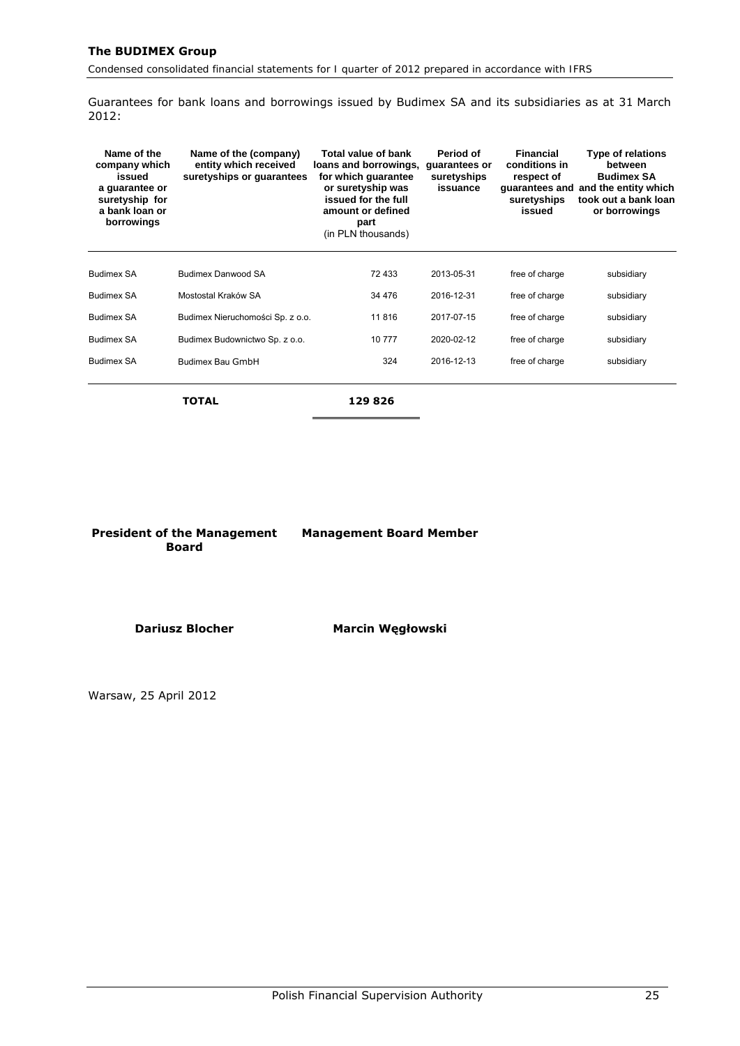Guarantees for bank loans and borrowings issued by Budimex SA and its subsidiaries as at 31 March 2012:

| Name of the company which issued a guarantee or suretyship for a bank loan or borrowings | Name of the (company) entity which received suretyships or guarantees | Total value of bank loans and borrowings, for which guarantee or suretyship was issued for the full amount or defined part (in PLN thousands) | Period of guarantees or suretyships issuance | Financial conditions in respect of guarantees and suretyships issued | Type of relations between Budimex SA and the entity which took out a bank loan or borrowings |
|---|---|---|---|---|---|
| Budimex SA | Budimex Danwood SA | 72 433 | 2013-05-31 | free of charge | subsidiary |
| Budimex SA | Mostostal Kraków SA | 34 476 | 2016-12-31 | free of charge | subsidiary |
| Budimex SA | Budimex Nieruchomości Sp. z o.o. | 11 816 | 2017-07-15 | free of charge | subsidiary |
| Budimex SA | Budimex Budownictwo Sp. z o.o. | 10 777 | 2020-02-12 | free of charge | subsidiary |
| Budimex SA | Budimex Bau GmbH | 324 | 2016-12-13 | free of charge | subsidiary |
| | **TOTAL** | **129 826** | | | |

**President of the Management Board**

**Dariusz Blocher**

**Management Board Member**

**Marcin Węgłowski**

Warsaw, 25 April 2012